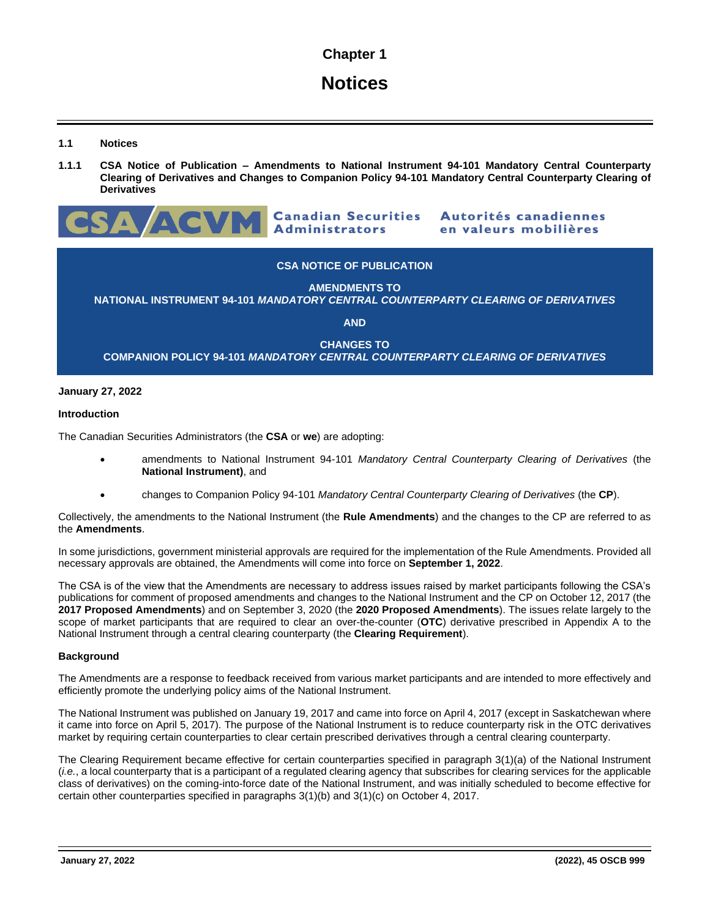# Chapter 1

# Notices

## 1.1 Notices

### 1.1.1 CSA Notice of Publication – Amendments to National Instrument 94-101 Mandatory Central Counterparty Clearing of Derivatives and Changes to Companion Policy 94-101 Mandatory Central Counterparty Clearing of Derivatives

CSA/ACVM Canadian Securities Administrators Autorités canadiennes en valeurs mobilières

**CSA NOTICE OF PUBLICATION**

**AMENDMENTS TO**
**NATIONAL INSTRUMENT 94-101 *MANDATORY CENTRAL COUNTERPARTY CLEARING OF DERIVATIVES***

**AND**

**CHANGES TO**
**COMPANION POLICY 94-101 *MANDATORY CENTRAL COUNTERPARTY CLEARING OF DERIVATIVES***

**January 27, 2022**

**Introduction**

The Canadian Securities Administrators (the **CSA** or **we**) are adopting:

- amendments to National Instrument 94-101 *Mandatory Central Counterparty Clearing of Derivatives* (the **National Instrument)**, and
- changes to Companion Policy 94-101 *Mandatory Central Counterparty Clearing of Derivatives* (the **CP**).

Collectively, the amendments to the National Instrument (the **Rule Amendments**) and the changes to the CP are referred to as the **Amendments**.

In some jurisdictions, government ministerial approvals are required for the implementation of the Rule Amendments. Provided all necessary approvals are obtained, the Amendments will come into force on **September 1, 2022**.

The CSA is of the view that the Amendments are necessary to address issues raised by market participants following the CSA's publications for comment of proposed amendments and changes to the National Instrument and the CP on October 12, 2017 (the **2017 Proposed Amendments**) and on September 3, 2020 (the **2020 Proposed Amendments**). The issues relate largely to the scope of market participants that are required to clear an over-the-counter (**OTC**) derivative prescribed in Appendix A to the National Instrument through a central clearing counterparty (the **Clearing Requirement**).

**Background**

The Amendments are a response to feedback received from various market participants and are intended to more effectively and efficiently promote the underlying policy aims of the National Instrument.

The National Instrument was published on January 19, 2017 and came into force on April 4, 2017 (except in Saskatchewan where it came into force on April 5, 2017). The purpose of the National Instrument is to reduce counterparty risk in the OTC derivatives market by requiring certain counterparties to clear certain prescribed derivatives through a central clearing counterparty.

The Clearing Requirement became effective for certain counterparties specified in paragraph 3(1)(a) of the National Instrument (*i.e.*, a local counterparty that is a participant of a regulated clearing agency that subscribes for clearing services for the applicable class of derivatives) on the coming-into-force date of the National Instrument, and was initially scheduled to become effective for certain other counterparties specified in paragraphs 3(1)(b) and 3(1)(c) on October 4, 2017.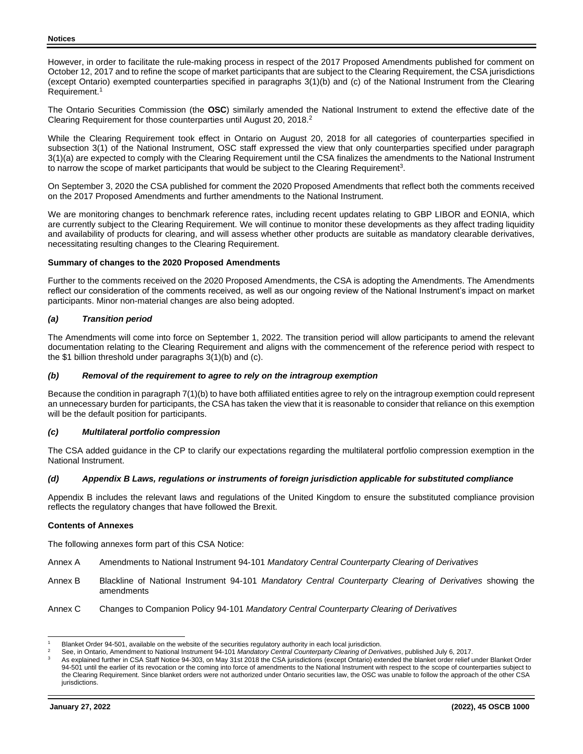However, in order to facilitate the rule-making process in respect of the 2017 Proposed Amendments published for comment on October 12, 2017 and to refine the scope of market participants that are subject to the Clearing Requirement, the CSA jurisdictions (except Ontario) exempted counterparties specified in paragraphs 3(1)(b) and (c) of the National Instrument from the Clearing Requirement.[1]

The Ontario Securities Commission (the **OSC**) similarly amended the National Instrument to extend the effective date of the Clearing Requirement for those counterparties until August 20, 2018.[2]

While the Clearing Requirement took effect in Ontario on August 20, 2018 for all categories of counterparties specified in subsection 3(1) of the National Instrument, OSC staff expressed the view that only counterparties specified under paragraph 3(1)(a) are expected to comply with the Clearing Requirement until the CSA finalizes the amendments to the National Instrument to narrow the scope of market participants that would be subject to the Clearing Requirement[3].

On September 3, 2020 the CSA published for comment the 2020 Proposed Amendments that reflect both the comments received on the 2017 Proposed Amendments and further amendments to the National Instrument.

We are monitoring changes to benchmark reference rates, including recent updates relating to GBP LIBOR and EONIA, which are currently subject to the Clearing Requirement. We will continue to monitor these developments as they affect trading liquidity and availability of products for clearing, and will assess whether other products are suitable as mandatory clearable derivatives, necessitating resulting changes to the Clearing Requirement.

**Summary of changes to the 2020 Proposed Amendments**

Further to the comments received on the 2020 Proposed Amendments, the CSA is adopting the Amendments. The Amendments reflect our consideration of the comments received, as well as our ongoing review of the National Instrument's impact on market participants. Minor non-material changes are also being adopted.

***(a) Transition period***

The Amendments will come into force on September 1, 2022. The transition period will allow participants to amend the relevant documentation relating to the Clearing Requirement and aligns with the commencement of the reference period with respect to the $1 billion threshold under paragraphs 3(1)(b) and (c).

***(b) Removal of the requirement to agree to rely on the intragroup exemption***

Because the condition in paragraph 7(1)(b) to have both affiliated entities agree to rely on the intragroup exemption could represent an unnecessary burden for participants, the CSA has taken the view that it is reasonable to consider that reliance on this exemption will be the default position for participants.

***(c) Multilateral portfolio compression***

The CSA added guidance in the CP to clarify our expectations regarding the multilateral portfolio compression exemption in the National Instrument.

***(d) Appendix B Laws, regulations or instruments of foreign jurisdiction applicable for substituted compliance***

Appendix B includes the relevant laws and regulations of the United Kingdom to ensure the substituted compliance provision reflects the regulatory changes that have followed the Brexit.

**Contents of Annexes**

The following annexes form part of this CSA Notice:

Annex A Amendments to National Instrument 94-101 *Mandatory Central Counterparty Clearing of Derivatives*

Annex B Blackline of National Instrument 94-101 *Mandatory Central Counterparty Clearing of Derivatives* showing the amendments

Annex C Changes to Companion Policy 94-101 *Mandatory Central Counterparty Clearing of Derivatives*

---

[1] Blanket Order 94-501, available on the website of the securities regulatory authority in each local jurisdiction.

[2] See, in Ontario, Amendment to National Instrument 94-101 *Mandatory Central Counterparty Clearing of Derivatives*, published July 6, 2017.

[3] As explained further in CSA Staff Notice 94-303, on May 31st 2018 the CSA jurisdictions (except Ontario) extended the blanket order relief under Blanket Order 94-501 until the earlier of its revocation or the coming into force of amendments to the National Instrument with respect to the scope of counterparties subject to the Clearing Requirement. Since blanket orders were not authorized under Ontario securities law, the OSC was unable to follow the approach of the other CSA jurisdictions.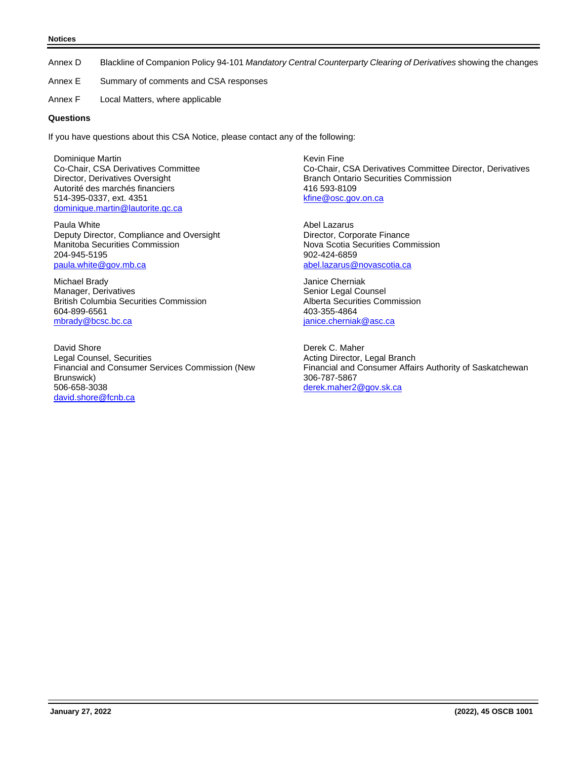Annex D Blackline of Companion Policy 94-101 *Mandatory Central Counterparty Clearing of Derivatives* showing the changes

Annex E Summary of comments and CSA responses

Annex F Local Matters, where applicable

**Questions**

If you have questions about this CSA Notice, please contact any of the following:

Dominique Martin
Co-Chair, CSA Derivatives Committee
Director, Derivatives Oversight
Autorité des marchés financiers
514-395-0337, ext. 4351
dominique.martin@lautorite.qc.ca

Kevin Fine
Co-Chair, CSA Derivatives Committee Director, Derivatives Branch Ontario Securities Commission
416 593-8109
kfine@osc.gov.on.ca

Paula White
Deputy Director, Compliance and Oversight
Manitoba Securities Commission
204-945-5195
paula.white@gov.mb.ca

Abel Lazarus
Director, Corporate Finance
Nova Scotia Securities Commission
902-424-6859
abel.lazarus@novascotia.ca

Michael Brady
Manager, Derivatives
British Columbia Securities Commission
604-899-6561
mbrady@bcsc.bc.ca

Janice Cherniak
Senior Legal Counsel
Alberta Securities Commission
403-355-4864
janice.cherniak@asc.ca

David Shore
Legal Counsel, Securities
Financial and Consumer Services Commission (New Brunswick)
506-658-3038
david.shore@fcnb.ca

Derek C. Maher
Acting Director, Legal Branch
Financial and Consumer Affairs Authority of Saskatchewan
306-787-5867
derek.maher2@gov.sk.ca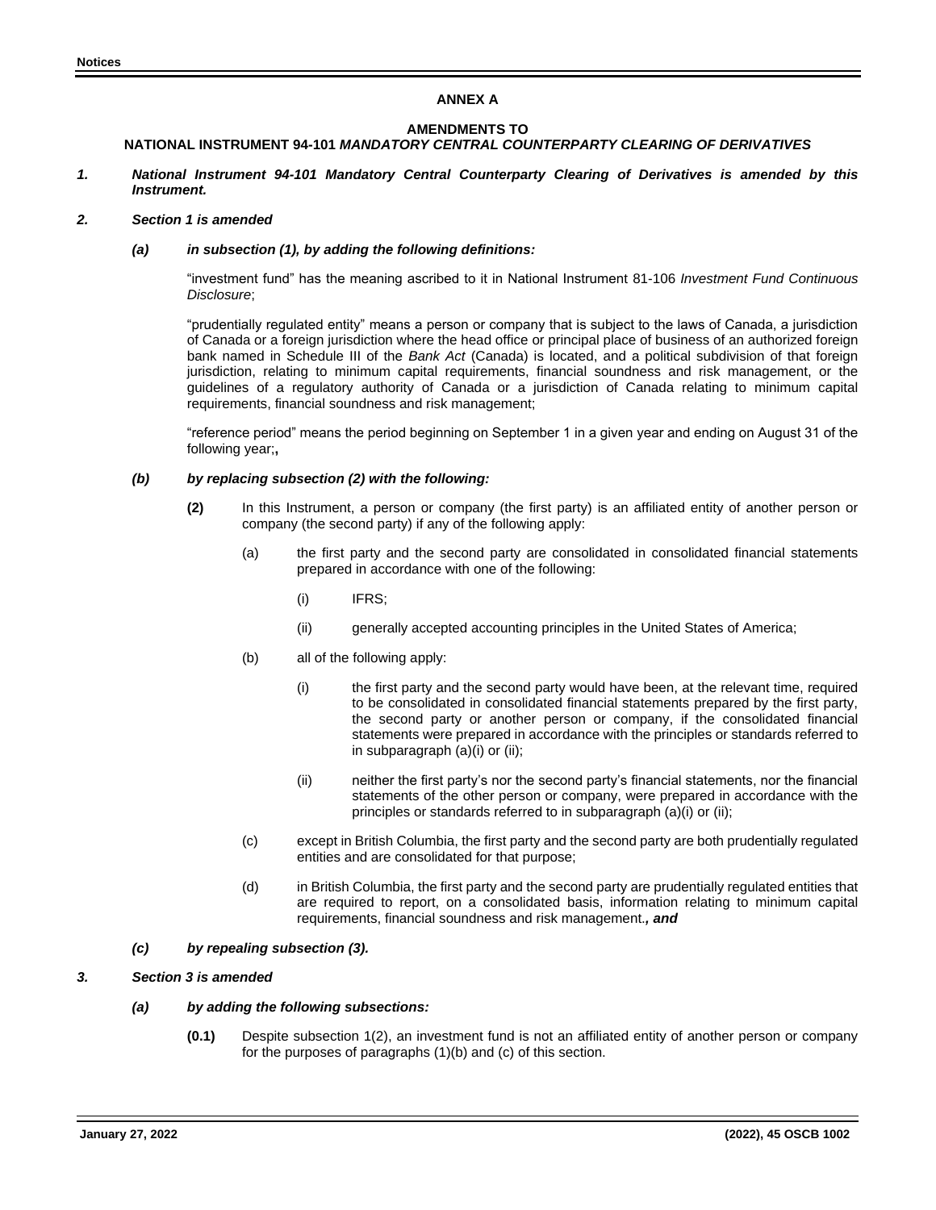# ANNEX A

## AMENDMENTS TO NATIONAL INSTRUMENT 94-101 *MANDATORY CENTRAL COUNTERPARTY CLEARING OF DERIVATIVES*

***1. National Instrument 94-101 Mandatory Central Counterparty Clearing of Derivatives is amended by this Instrument.***

***2. Section 1 is amended***

***(a) in subsection (1), by adding the following definitions:***

"investment fund" has the meaning ascribed to it in National Instrument 81-106 *Investment Fund Continuous Disclosure*;

"prudentially regulated entity" means a person or company that is subject to the laws of Canada, a jurisdiction of Canada or a foreign jurisdiction where the head office or principal place of business of an authorized foreign bank named in Schedule III of the *Bank Act* (Canada) is located, and a political subdivision of that foreign jurisdiction, relating to minimum capital requirements, financial soundness and risk management, or the guidelines of a regulatory authority of Canada or a jurisdiction of Canada relating to minimum capital requirements, financial soundness and risk management;

"reference period" means the period beginning on September 1 in a given year and ending on August 31 of the following year;**,**

***(b) by replacing subsection (2) with the following:***

**(2)** In this Instrument, a person or company (the first party) is an affiliated entity of another person or company (the second party) if any of the following apply:

(a) the first party and the second party are consolidated in consolidated financial statements prepared in accordance with one of the following:

(i) IFRS;

(ii) generally accepted accounting principles in the United States of America;

(b) all of the following apply:

(i) the first party and the second party would have been, at the relevant time, required to be consolidated in consolidated financial statements prepared by the first party, the second party or another person or company, if the consolidated financial statements were prepared in accordance with the principles or standards referred to in subparagraph (a)(i) or (ii);

(ii) neither the first party's nor the second party's financial statements, nor the financial statements of the other person or company, were prepared in accordance with the principles or standards referred to in subparagraph (a)(i) or (ii);

(c) except in British Columbia, the first party and the second party are both prudentially regulated entities and are consolidated for that purpose;

(d) in British Columbia, the first party and the second party are prudentially regulated entities that are required to report, on a consolidated basis, information relating to minimum capital requirements, financial soundness and risk management.***, and***

***(c) by repealing subsection (3).***

***3. Section 3 is amended***

***(a) by adding the following subsections:***

**(0.1)** Despite subsection 1(2), an investment fund is not an affiliated entity of another person or company for the purposes of paragraphs (1)(b) and (c) of this section.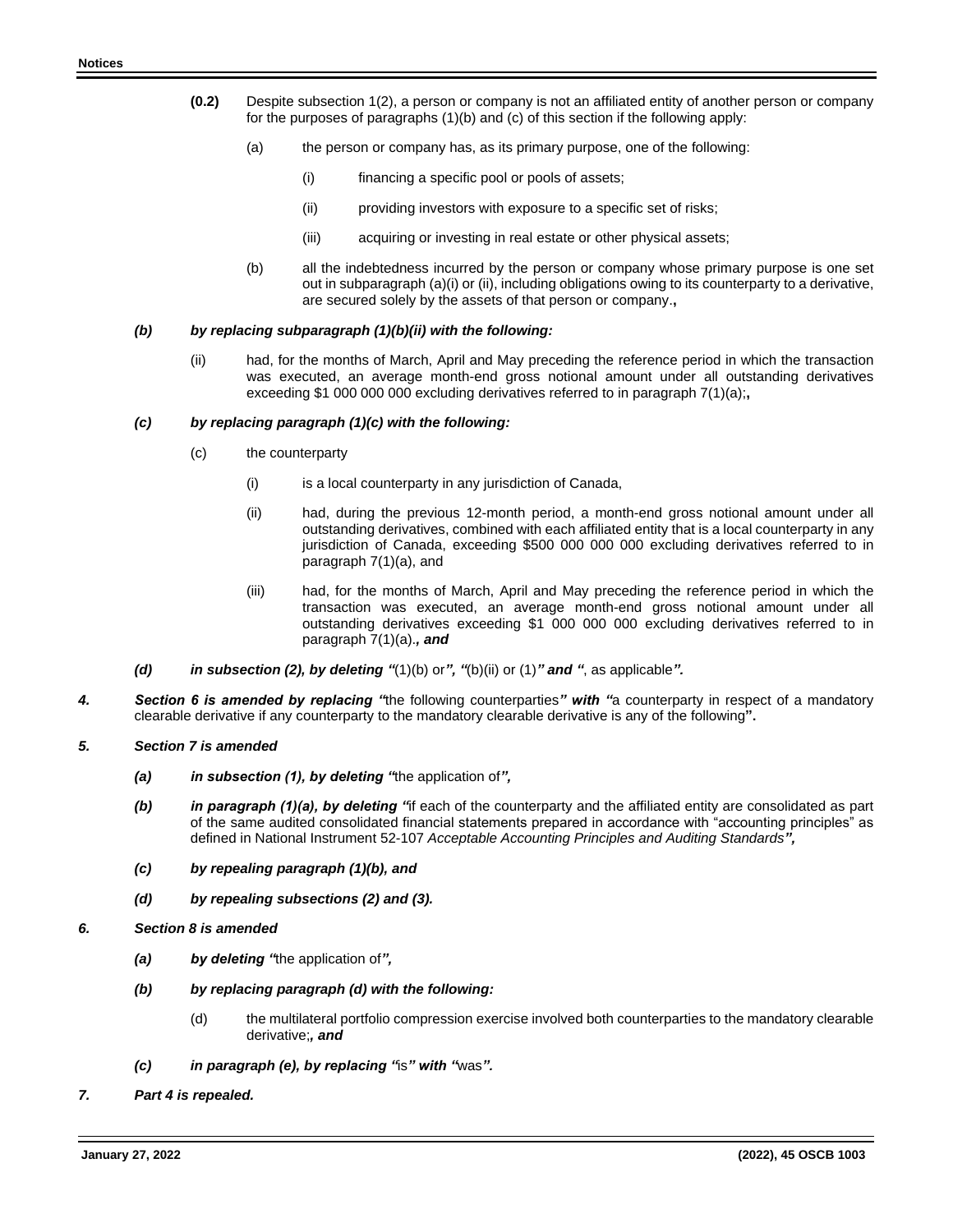**(0.2)** Despite subsection 1(2), a person or company is not an affiliated entity of another person or company for the purposes of paragraphs (1)(b) and (c) of this section if the following apply:

(a) the person or company has, as its primary purpose, one of the following:

(i) financing a specific pool or pools of assets;

(ii) providing investors with exposure to a specific set of risks;

(iii) acquiring or investing in real estate or other physical assets;

(b) all the indebtedness incurred by the person or company whose primary purpose is one set out in subparagraph (a)(i) or (ii), including obligations owing to its counterparty to a derivative, are secured solely by the assets of that person or company.**,**

***(b) by replacing subparagraph (1)(b)(ii) with the following:***

(ii) had, for the months of March, April and May preceding the reference period in which the transaction was executed, an average month-end gross notional amount under all outstanding derivatives exceeding $1 000 000 000 excluding derivatives referred to in paragraph 7(1)(a);**,**

***(c) by replacing paragraph (1)(c) with the following:***

(c) the counterparty

(i) is a local counterparty in any jurisdiction of Canada,

(ii) had, during the previous 12-month period, a month-end gross notional amount under all outstanding derivatives, combined with each affiliated entity that is a local counterparty in any jurisdiction of Canada, exceeding $500 000 000 000 excluding derivatives referred to in paragraph 7(1)(a), and

(iii) had, for the months of March, April and May preceding the reference period in which the transaction was executed, an average month-end gross notional amount under all outstanding derivatives exceeding $1 000 000 000 excluding derivatives referred to in paragraph 7(1)(a).***, and***

***(d) in subsection (2), by deleting "***(1)(b) or***", "***(b)(ii) or (1)***" and "***, as applicable***".***

***4. Section 6 is amended by replacing "***the following counterparties***" with "***a counterparty in respect of a mandatory clearable derivative if any counterparty to the mandatory clearable derivative is any of the following**".**

***5. Section 7 is amended***

***(a) in subsection (1), by deleting "***the application of***",***

***(b) in paragraph (1)(a), by deleting "***if each of the counterparty and the affiliated entity are consolidated as part of the same audited consolidated financial statements prepared in accordance with "accounting principles" as defined in National Instrument 52-107 *Acceptable Accounting Principles and Auditing Standards****",***

***(c) by repealing paragraph (1)(b), and***

***(d) by repealing subsections (2) and (3).***

***6. Section 8 is amended***

***(a) by deleting "***the application of***",***

***(b) by replacing paragraph (d) with the following:***

(d) the multilateral portfolio compression exercise involved both counterparties to the mandatory clearable derivative;***, and***

***(c) in paragraph (e), by replacing "***is***" with "***was***".***

***7. Part 4 is repealed.***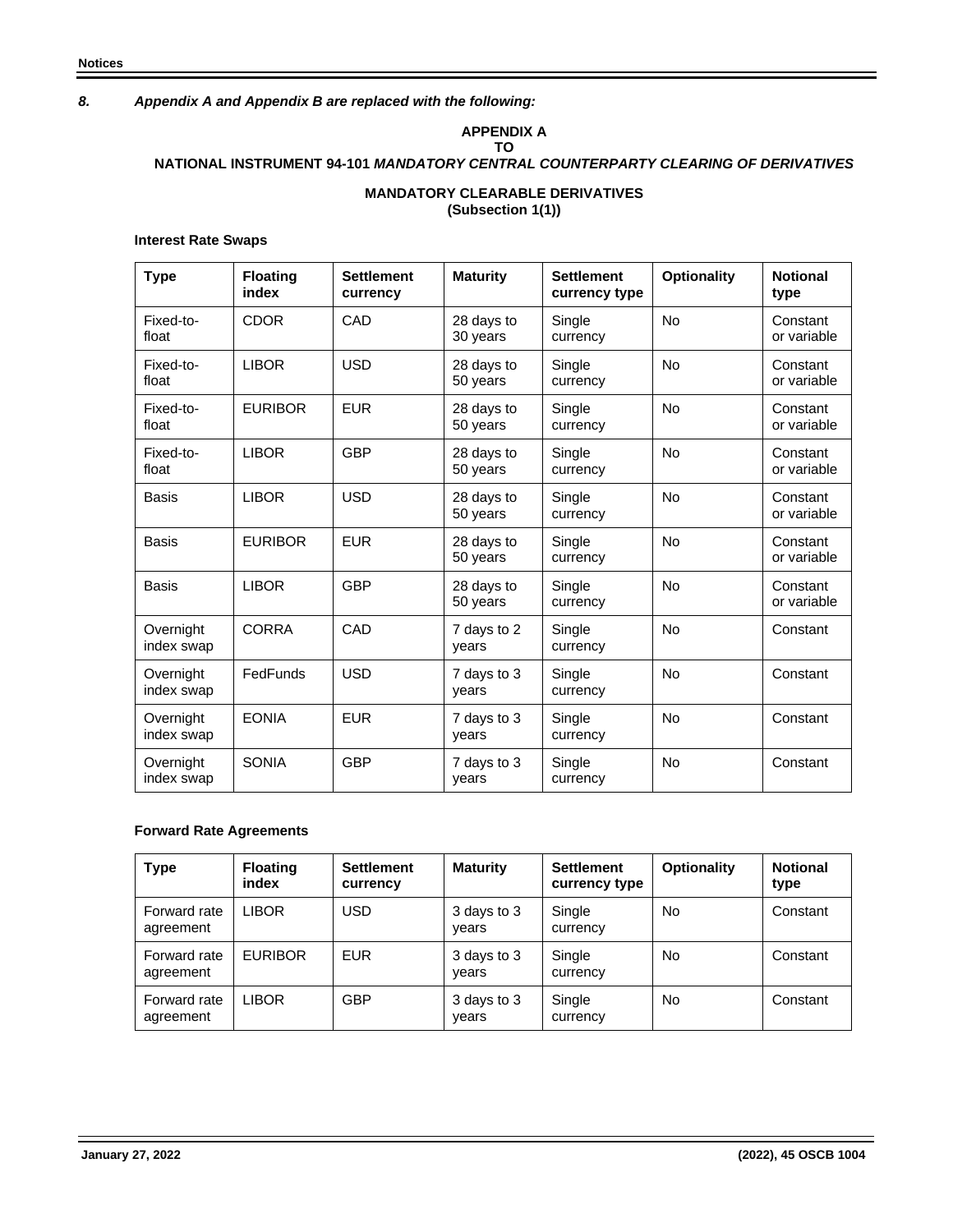***8. Appendix A and Appendix B are replaced with the following:***

**APPENDIX A**
**TO**
**NATIONAL INSTRUMENT 94-101 *MANDATORY CENTRAL COUNTERPARTY CLEARING OF DERIVATIVES***

**MANDATORY CLEARABLE DERIVATIVES**
**(Subsection 1(1))**

**Interest Rate Swaps**

| Type | Floating index | Settlement currency | Maturity | Settlement currency type | Optionality | Notional type |
|---|---|---|---|---|---|---|
| Fixed-to-float | CDOR | CAD | 28 days to 30 years | Single currency | No | Constant or variable |
| Fixed-to-float | LIBOR | USD | 28 days to 50 years | Single currency | No | Constant or variable |
| Fixed-to-float | EURIBOR | EUR | 28 days to 50 years | Single currency | No | Constant or variable |
| Fixed-to-float | LIBOR | GBP | 28 days to 50 years | Single currency | No | Constant or variable |
| Basis | LIBOR | USD | 28 days to 50 years | Single currency | No | Constant or variable |
| Basis | EURIBOR | EUR | 28 days to 50 years | Single currency | No | Constant or variable |
| Basis | LIBOR | GBP | 28 days to 50 years | Single currency | No | Constant or variable |
| Overnight index swap | CORRA | CAD | 7 days to 2 years | Single currency | No | Constant |
| Overnight index swap | FedFunds | USD | 7 days to 3 years | Single currency | No | Constant |
| Overnight index swap | EONIA | EUR | 7 days to 3 years | Single currency | No | Constant |
| Overnight index swap | SONIA | GBP | 7 days to 3 years | Single currency | No | Constant |

**Forward Rate Agreements**

| Type | Floating index | Settlement currency | Maturity | Settlement currency type | Optionality | Notional type |
|---|---|---|---|---|---|---|
| Forward rate agreement | LIBOR | USD | 3 days to 3 years | Single currency | No | Constant |
| Forward rate agreement | EURIBOR | EUR | 3 days to 3 years | Single currency | No | Constant |
| Forward rate agreement | LIBOR | GBP | 3 days to 3 years | Single currency | No | Constant |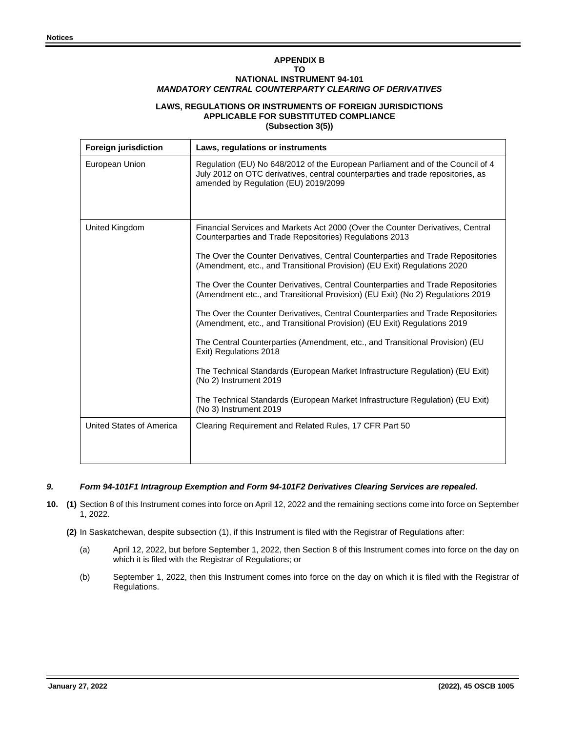**APPENDIX B**
**TO**
**NATIONAL INSTRUMENT 94-101**
***MANDATORY CENTRAL COUNTERPARTY CLEARING OF DERIVATIVES***

**LAWS, REGULATIONS OR INSTRUMENTS OF FOREIGN JURISDICTIONS APPLICABLE FOR SUBSTITUTED COMPLIANCE**
**(Subsection 3(5))**

| Foreign jurisdiction | Laws, regulations or instruments |
|---|---|
| European Union | Regulation (EU) No 648/2012 of the European Parliament and of the Council of 4 July 2012 on OTC derivatives, central counterparties and trade repositories, as amended by Regulation (EU) 2019/2099 |
| United Kingdom | Financial Services and Markets Act 2000 (Over the Counter Derivatives, Central Counterparties and Trade Repositories) Regulations 2013<br><br>The Over the Counter Derivatives, Central Counterparties and Trade Repositories (Amendment, etc., and Transitional Provision) (EU Exit) Regulations 2020<br><br>The Over the Counter Derivatives, Central Counterparties and Trade Repositories (Amendment etc., and Transitional Provision) (EU Exit) (No 2) Regulations 2019<br><br>The Over the Counter Derivatives, Central Counterparties and Trade Repositories (Amendment, etc., and Transitional Provision) (EU Exit) Regulations 2019<br><br>The Central Counterparties (Amendment, etc., and Transitional Provision) (EU Exit) Regulations 2018<br><br>The Technical Standards (European Market Infrastructure Regulation) (EU Exit) (No 2) Instrument 2019<br><br>The Technical Standards (European Market Infrastructure Regulation) (EU Exit) (No 3) Instrument 2019 |
| United States of America | Clearing Requirement and Related Rules, 17 CFR Part 50 |

***9. Form 94-101F1 Intragroup Exemption and Form 94-101F2 Derivatives Clearing Services are repealed.***

**10. (1)** Section 8 of this Instrument comes into force on April 12, 2022 and the remaining sections come into force on September 1, 2022.

**(2)** In Saskatchewan, despite subsection (1), if this Instrument is filed with the Registrar of Regulations after:

(a) April 12, 2022, but before September 1, 2022, then Section 8 of this Instrument comes into force on the day on which it is filed with the Registrar of Regulations; or

(b) September 1, 2022, then this Instrument comes into force on the day on which it is filed with the Registrar of Regulations.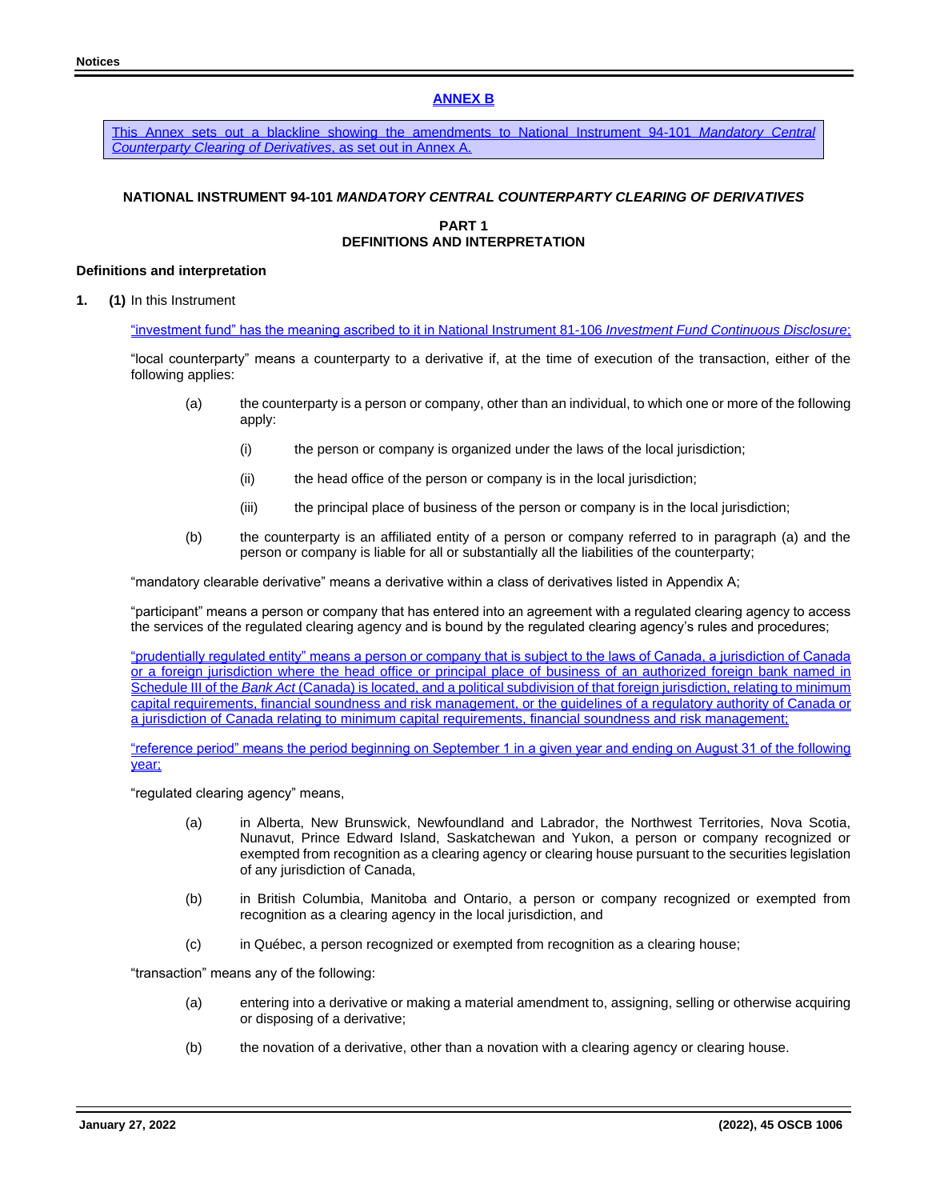## ANNEX B

This Annex sets out a blackline showing the amendments to National Instrument 94-101 *Mandatory Central Counterparty Clearing of Derivatives*, as set out in Annex A.

### NATIONAL INSTRUMENT 94-101 *MANDATORY CENTRAL COUNTERPARTY CLEARING OF DERIVATIVES*

### PART 1
### DEFINITIONS AND INTERPRETATION

**Definitions and interpretation**

**1.** **(1)** In this Instrument

“investment fund” has the meaning ascribed to it in National Instrument 81-106 *Investment Fund Continuous Disclosure*;

“local counterparty” means a counterparty to a derivative if, at the time of execution of the transaction, either of the following applies:

(a) the counterparty is a person or company, other than an individual, to which one or more of the following apply:

(i) the person or company is organized under the laws of the local jurisdiction;

(ii) the head office of the person or company is in the local jurisdiction;

(iii) the principal place of business of the person or company is in the local jurisdiction;

(b) the counterparty is an affiliated entity of a person or company referred to in paragraph (a) and the person or company is liable for all or substantially all the liabilities of the counterparty;

“mandatory clearable derivative” means a derivative within a class of derivatives listed in Appendix A;

“participant” means a person or company that has entered into an agreement with a regulated clearing agency to access the services of the regulated clearing agency and is bound by the regulated clearing agency’s rules and procedures;

“prudentially regulated entity” means a person or company that is subject to the laws of Canada, a jurisdiction of Canada or a foreign jurisdiction where the head office or principal place of business of an authorized foreign bank named in Schedule III of the *Bank Act* (Canada) is located, and a political subdivision of that foreign jurisdiction, relating to minimum capital requirements, financial soundness and risk management, or the guidelines of a regulatory authority of Canada or a jurisdiction of Canada relating to minimum capital requirements, financial soundness and risk management;

“reference period” means the period beginning on September 1 in a given year and ending on August 31 of the following year;

“regulated clearing agency” means,

(a) in Alberta, New Brunswick, Newfoundland and Labrador, the Northwest Territories, Nova Scotia, Nunavut, Prince Edward Island, Saskatchewan and Yukon, a person or company recognized or exempted from recognition as a clearing agency or clearing house pursuant to the securities legislation of any jurisdiction of Canada,

(b) in British Columbia, Manitoba and Ontario, a person or company recognized or exempted from recognition as a clearing agency in the local jurisdiction, and

(c) in Québec, a person recognized or exempted from recognition as a clearing house;

“transaction” means any of the following:

(a) entering into a derivative or making a material amendment to, assigning, selling or otherwise acquiring or disposing of a derivative;

(b) the novation of a derivative, other than a novation with a clearing agency or clearing house.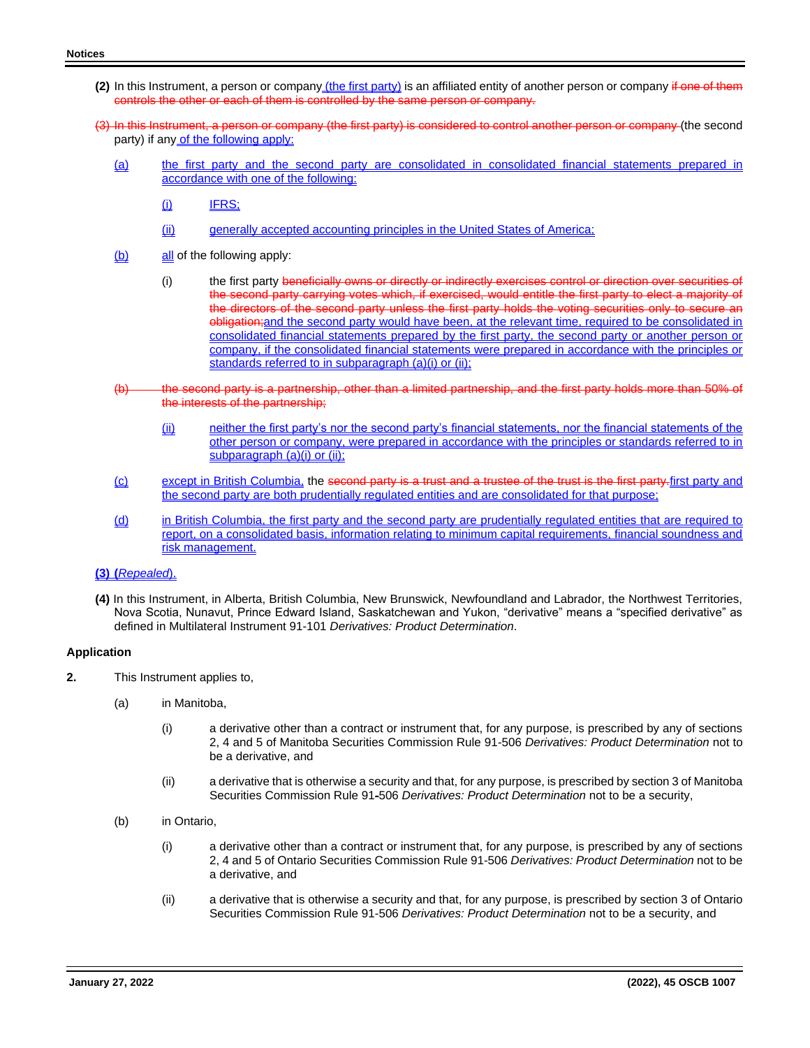**(2)** In this Instrument, a person or company (the first party) is an affiliated entity of another person or company ~~if one of them controls the other or each of them is controlled by the same person or company.~~

~~(3) In this Instrument, a person or company (the first party) is considered to control another person or company~~ (the second party) if any of the following apply:

(a) the first party and the second party are consolidated in consolidated financial statements prepared in accordance with one of the following:

(i) IFRS;

(ii) generally accepted accounting principles in the United States of America;

(b) all of the following apply:

(i) the first party ~~beneficially owns or directly or indirectly exercises control or direction over securities of the second party carrying votes which, if exercised, would entitle the first party to elect a majority of the directors of the second party unless the first party holds the voting securities only to secure an obligation;~~and the second party would have been, at the relevant time, required to be consolidated in consolidated financial statements prepared by the first party, the second party or another person or company, if the consolidated financial statements were prepared in accordance with the principles or standards referred to in subparagraph (a)(i) or (ii);

~~(b) the second party is a partnership, other than a limited partnership, and the first party holds more than 50% of the interests of the partnership;~~

(ii) neither the first party's nor the second party's financial statements, nor the financial statements of the other person or company, were prepared in accordance with the principles or standards referred to in subparagraph (a)(i) or (ii);

(c) except in British Columbia, the ~~second party is a trust and a trustee of the trust is the first party.~~first party and the second party are both prudentially regulated entities and are consolidated for that purpose;

(d) in British Columbia, the first party and the second party are prudentially regulated entities that are required to report, on a consolidated basis, information relating to minimum capital requirements, financial soundness and risk management.

**(3) (***Repealed*).

**(4)** In this Instrument, in Alberta, British Columbia, New Brunswick, Newfoundland and Labrador, the Northwest Territories, Nova Scotia, Nunavut, Prince Edward Island, Saskatchewan and Yukon, "derivative" means a "specified derivative" as defined in Multilateral Instrument 91-101 *Derivatives: Product Determination*.

**Application**

**2.** This Instrument applies to,

(a) in Manitoba,

(i) a derivative other than a contract or instrument that, for any purpose, is prescribed by any of sections 2, 4 and 5 of Manitoba Securities Commission Rule 91-506 *Derivatives: Product Determination* not to be a derivative, and

(ii) a derivative that is otherwise a security and that, for any purpose, is prescribed by section 3 of Manitoba Securities Commission Rule 91-506 *Derivatives: Product Determination* not to be a security,

(b) in Ontario,

(i) a derivative other than a contract or instrument that, for any purpose, is prescribed by any of sections 2, 4 and 5 of Ontario Securities Commission Rule 91-506 *Derivatives: Product Determination* not to be a derivative, and

(ii) a derivative that is otherwise a security and that, for any purpose, is prescribed by section 3 of Ontario Securities Commission Rule 91-506 *Derivatives: Product Determination* not to be a security, and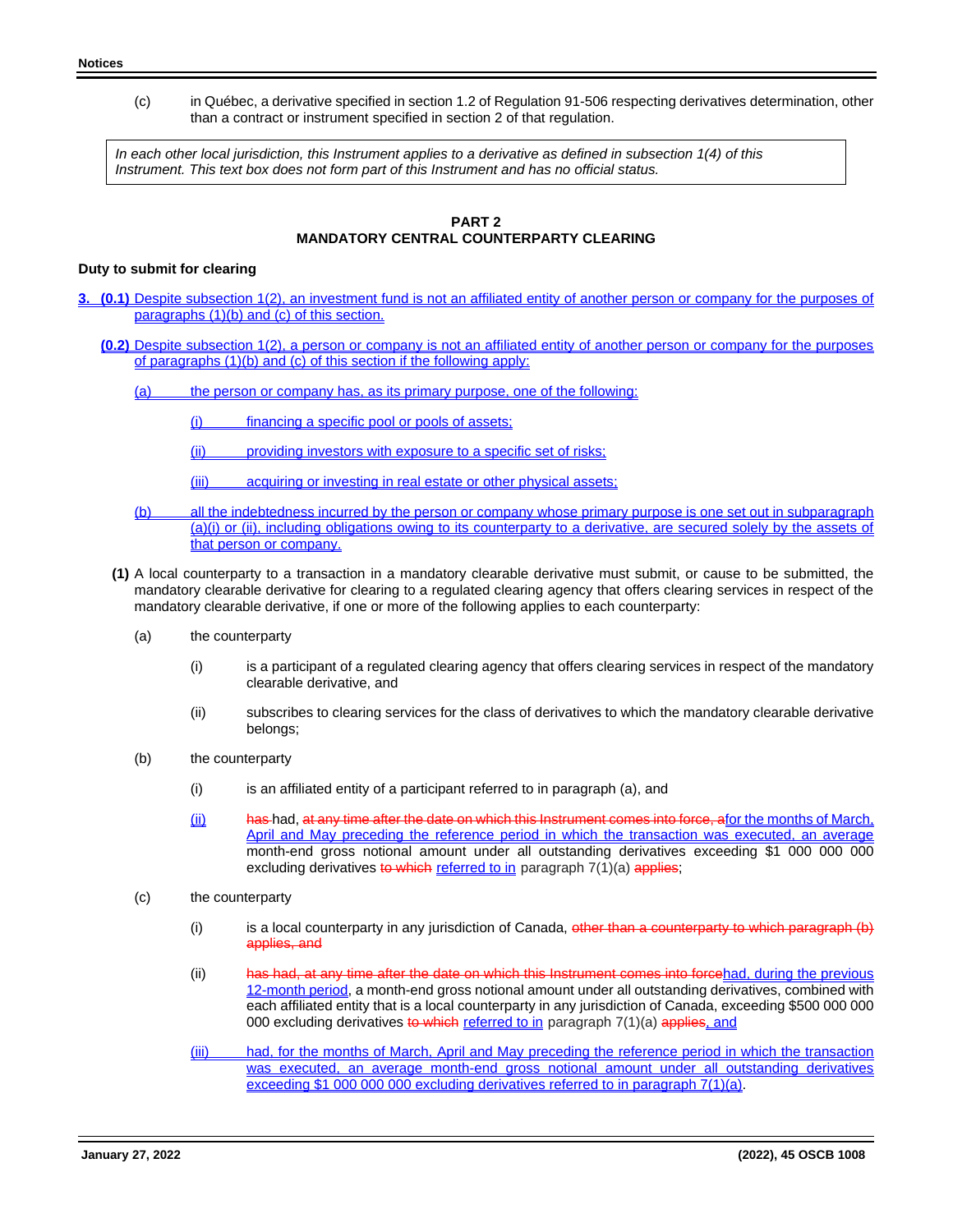(c) in Québec, a derivative specified in section 1.2 of Regulation 91-506 respecting derivatives determination, other than a contract or instrument specified in section 2 of that regulation.

> *In each other local jurisdiction, this Instrument applies to a derivative as defined in subsection 1(4) of this Instrument. This text box does not form part of this Instrument and has no official status.*

## PART 2
## MANDATORY CENTRAL COUNTERPARTY CLEARING

**Duty to submit for clearing**

**3.** **(0.1)** Despite subsection 1(2), an investment fund is not an affiliated entity of another person or company for the purposes of paragraphs (1)(b) and (c) of this section.

**(0.2)** Despite subsection 1(2), a person or company is not an affiliated entity of another person or company for the purposes of paragraphs (1)(b) and (c) of this section if the following apply:

(a) the person or company has, as its primary purpose, one of the following:

(i) financing a specific pool or pools of assets;

(ii) providing investors with exposure to a specific set of risks;

(iii) acquiring or investing in real estate or other physical assets;

(b) all the indebtedness incurred by the person or company whose primary purpose is one set out in subparagraph (a)(i) or (ii), including obligations owing to its counterparty to a derivative, are secured solely by the assets of that person or company.

**(1)** A local counterparty to a transaction in a mandatory clearable derivative must submit, or cause to be submitted, the mandatory clearable derivative for clearing to a regulated clearing agency that offers clearing services in respect of the mandatory clearable derivative, if one or more of the following applies to each counterparty:

(a) the counterparty

(i) is a participant of a regulated clearing agency that offers clearing services in respect of the mandatory clearable derivative, and

(ii) subscribes to clearing services for the class of derivatives to which the mandatory clearable derivative belongs;

(b) the counterparty

(i) is an affiliated entity of a participant referred to in paragraph (a), and

(ii) ~~has~~ had, ~~at any time after the date on which this Instrument comes into force, a~~for the months of March, April and May preceding the reference period in which the transaction was executed, an average month-end gross notional amount under all outstanding derivatives exceeding $1 000 000 000 excluding derivatives ~~to which~~ referred to in paragraph 7(1)(a) ~~applies~~;

(c) the counterparty

(i) is a local counterparty in any jurisdiction of Canada, ~~other than a counterparty to which paragraph (b) applies, and~~

(ii) ~~has had, at any time after the date on which this Instrument comes into force~~had, during the previous 12-month period, a month-end gross notional amount under all outstanding derivatives, combined with each affiliated entity that is a local counterparty in any jurisdiction of Canada, exceeding $500 000 000 000 excluding derivatives ~~to which~~ referred to in paragraph 7(1)(a) ~~applies~~, and

(iii) had, for the months of March, April and May preceding the reference period in which the transaction was executed, an average month-end gross notional amount under all outstanding derivatives exceeding $1 000 000 000 excluding derivatives referred to in paragraph 7(1)(a).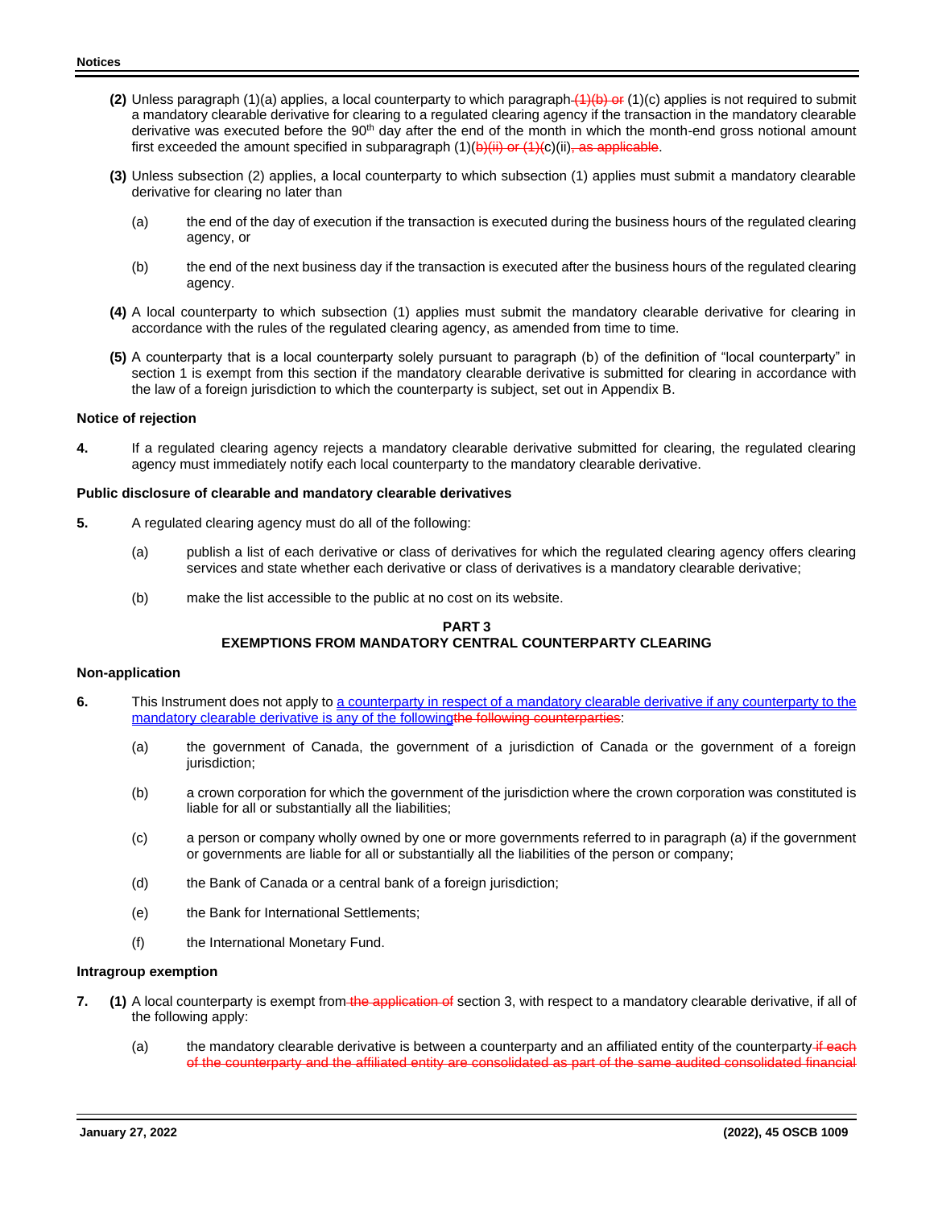**(2)** Unless paragraph (1)(a) applies, a local counterparty to which paragraph ~~(1)(b) or~~ (1)(c) applies is not required to submit a mandatory clearable derivative for clearing to a regulated clearing agency if the transaction in the mandatory clearable derivative was executed before the 90th day after the end of the month in which the month-end gross notional amount first exceeded the amount specified in subparagraph (1)(~~b)(ii) or (1)(~~c)(ii)~~, as applicable~~.

**(3)** Unless subsection (2) applies, a local counterparty to which subsection (1) applies must submit a mandatory clearable derivative for clearing no later than

(a) the end of the day of execution if the transaction is executed during the business hours of the regulated clearing agency, or

(b) the end of the next business day if the transaction is executed after the business hours of the regulated clearing agency.

**(4)** A local counterparty to which subsection (1) applies must submit the mandatory clearable derivative for clearing in accordance with the rules of the regulated clearing agency, as amended from time to time.

**(5)** A counterparty that is a local counterparty solely pursuant to paragraph (b) of the definition of "local counterparty" in section 1 is exempt from this section if the mandatory clearable derivative is submitted for clearing in accordance with the law of a foreign jurisdiction to which the counterparty is subject, set out in Appendix B.

**Notice of rejection**

**4.** If a regulated clearing agency rejects a mandatory clearable derivative submitted for clearing, the regulated clearing agency must immediately notify each local counterparty to the mandatory clearable derivative.

**Public disclosure of clearable and mandatory clearable derivatives**

**5.** A regulated clearing agency must do all of the following:

(a) publish a list of each derivative or class of derivatives for which the regulated clearing agency offers clearing services and state whether each derivative or class of derivatives is a mandatory clearable derivative;

(b) make the list accessible to the public at no cost on its website.

## PART 3
## EXEMPTIONS FROM MANDATORY CENTRAL COUNTERPARTY CLEARING

**Non-application**

**6.** This Instrument does not apply to <u>a counterparty in respect of a mandatory clearable derivative if any counterparty to the mandatory clearable derivative is any of the following</u>~~the following counterparties~~:

(a) the government of Canada, the government of a jurisdiction of Canada or the government of a foreign jurisdiction;

(b) a crown corporation for which the government of the jurisdiction where the crown corporation was constituted is liable for all or substantially all the liabilities;

(c) a person or company wholly owned by one or more governments referred to in paragraph (a) if the government or governments are liable for all or substantially all the liabilities of the person or company;

(d) the Bank of Canada or a central bank of a foreign jurisdiction;

(e) the Bank for International Settlements;

(f) the International Monetary Fund.

**Intragroup exemption**

**7.** **(1)** A local counterparty is exempt from ~~the application of~~ section 3, with respect to a mandatory clearable derivative, if all of the following apply:

(a) the mandatory clearable derivative is between a counterparty and an affiliated entity of the counterparty ~~if each of the counterparty and the affiliated entity are consolidated as part of the same audited consolidated financial~~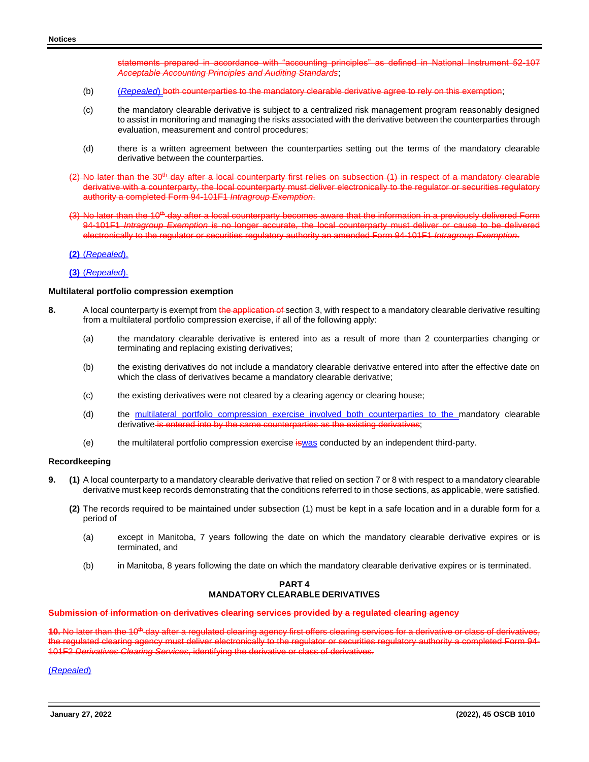statements prepared in accordance with "accounting principles" as defined in National Instrument 52-107 *Acceptable Accounting Principles and Auditing Standards*;

(b) (*Repealed*) both counterparties to the mandatory clearable derivative agree to rely on this exemption;

(c) the mandatory clearable derivative is subject to a centralized risk management program reasonably designed to assist in monitoring and managing the risks associated with the derivative between the counterparties through evaluation, measurement and control procedures;

(d) there is a written agreement between the counterparties setting out the terms of the mandatory clearable derivative between the counterparties.

(2) No later than the 30th day after a local counterparty first relies on subsection (1) in respect of a mandatory clearable derivative with a counterparty, the local counterparty must deliver electronically to the regulator or securities regulatory authority a completed Form 94-101F1 *Intragroup Exemption*.

(3) No later than the 10th day after a local counterparty becomes aware that the information in a previously delivered Form 94-101F1 *Intragroup Exemption* is no longer accurate, the local counterparty must deliver or cause to be delivered electronically to the regulator or securities regulatory authority an amended Form 94-101F1 *Intragroup Exemption*.

**(2)** (*Repealed*).

**(3)** (*Repealed*).

**Multilateral portfolio compression exemption**

**8.** A local counterparty is exempt from the application of section 3, with respect to a mandatory clearable derivative resulting from a multilateral portfolio compression exercise, if all of the following apply:

(a) the mandatory clearable derivative is entered into as a result of more than 2 counterparties changing or terminating and replacing existing derivatives;

(b) the existing derivatives do not include a mandatory clearable derivative entered into after the effective date on which the class of derivatives became a mandatory clearable derivative;

(c) the existing derivatives were not cleared by a clearing agency or clearing house;

(d) the multilateral portfolio compression exercise involved both counterparties to the mandatory clearable derivative is entered into by the same counterparties as the existing derivatives;

(e) the multilateral portfolio compression exercise iswas conducted by an independent third-party.

**Recordkeeping**

**9.** **(1)** A local counterparty to a mandatory clearable derivative that relied on section 7 or 8 with respect to a mandatory clearable derivative must keep records demonstrating that the conditions referred to in those sections, as applicable, were satisfied.

**(2)** The records required to be maintained under subsection (1) must be kept in a safe location and in a durable form for a period of

(a) except in Manitoba, 7 years following the date on which the mandatory clearable derivative expires or is terminated, and

(b) in Manitoba, 8 years following the date on which the mandatory clearable derivative expires or is terminated.

## PART 4
## MANDATORY CLEARABLE DERIVATIVES

**Submission of information on derivatives clearing services provided by a regulated clearing agency**

**10.** No later than the 10th day after a regulated clearing agency first offers clearing services for a derivative or class of derivatives, the regulated clearing agency must deliver electronically to the regulator or securities regulatory authority a completed Form 94-101F2 *Derivatives Clearing Services*, identifying the derivative or class of derivatives.

(*Repealed*)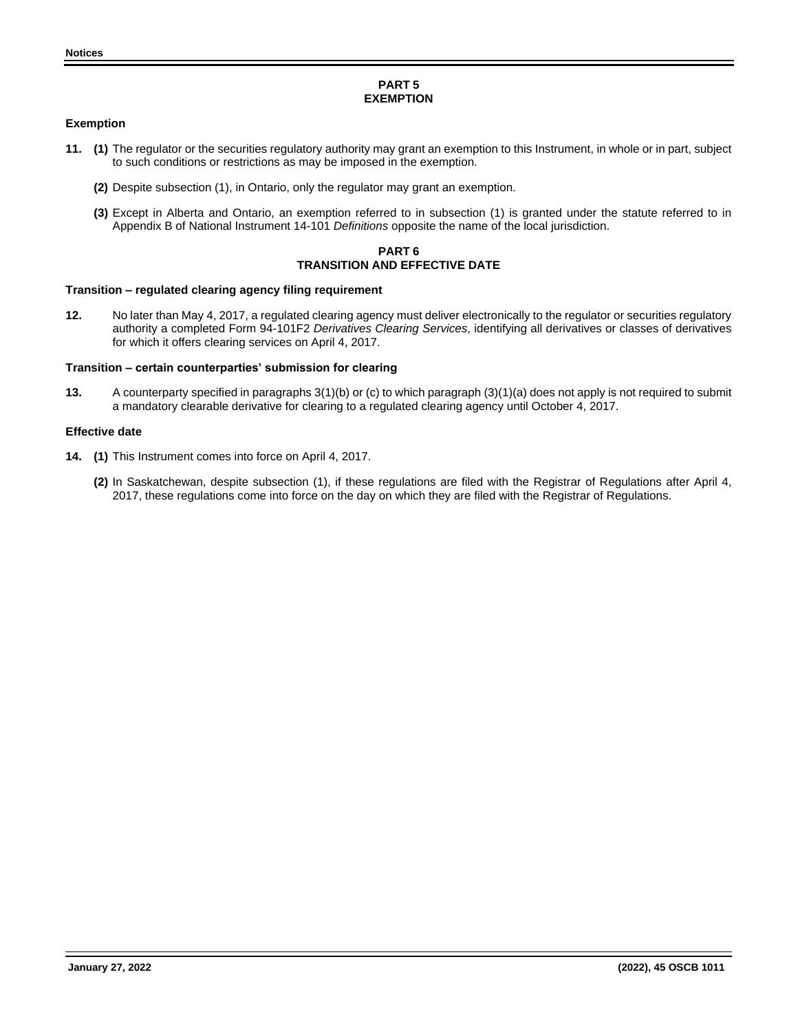## PART 5
## EXEMPTION

### Exemption

**11.** **(1)** The regulator or the securities regulatory authority may grant an exemption to this Instrument, in whole or in part, subject to such conditions or restrictions as may be imposed in the exemption.

**(2)** Despite subsection (1), in Ontario, only the regulator may grant an exemption.

**(3)** Except in Alberta and Ontario, an exemption referred to in subsection (1) is granted under the statute referred to in Appendix B of National Instrument 14-101 *Definitions* opposite the name of the local jurisdiction.

## PART 6
## TRANSITION AND EFFECTIVE DATE

### Transition – regulated clearing agency filing requirement

**12.** No later than May 4, 2017, a regulated clearing agency must deliver electronically to the regulator or securities regulatory authority a completed Form 94-101F2 *Derivatives Clearing Services*, identifying all derivatives or classes of derivatives for which it offers clearing services on April 4, 2017.

### Transition – certain counterparties' submission for clearing

**13.** A counterparty specified in paragraphs 3(1)(b) or (c) to which paragraph (3)(1)(a) does not apply is not required to submit a mandatory clearable derivative for clearing to a regulated clearing agency until October 4, 2017.

### Effective date

**14.** **(1)** This Instrument comes into force on April 4, 2017.

**(2)** In Saskatchewan, despite subsection (1), if these regulations are filed with the Registrar of Regulations after April 4, 2017, these regulations come into force on the day on which they are filed with the Registrar of Regulations.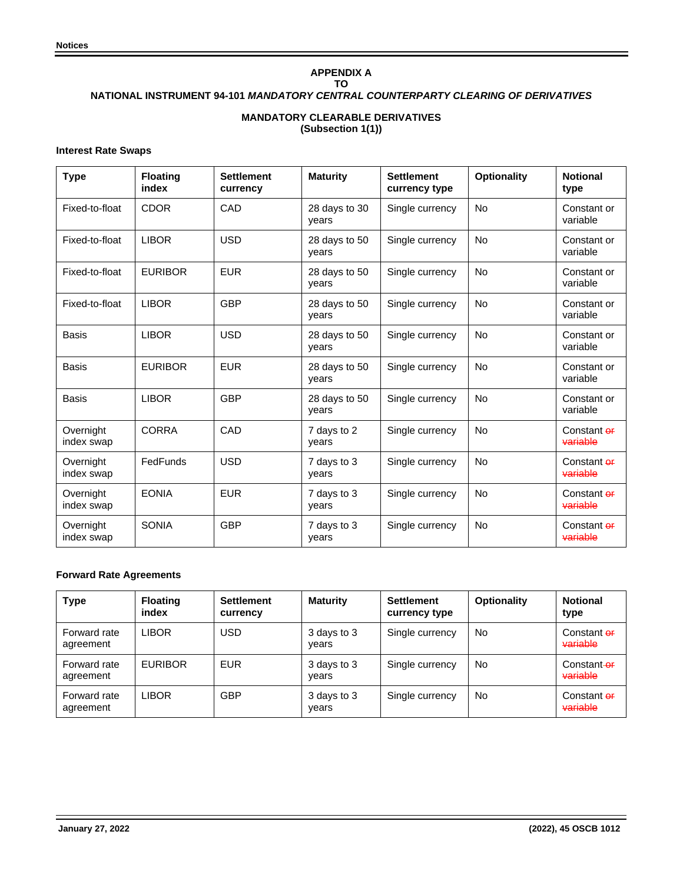**APPENDIX A**
**TO**
**NATIONAL INSTRUMENT 94-101 *MANDATORY CENTRAL COUNTERPARTY CLEARING OF DERIVATIVES***

**MANDATORY CLEARABLE DERIVATIVES**
**(Subsection 1(1))**

**Interest Rate Swaps**

| Type | Floating index | Settlement currency | Maturity | Settlement currency type | Optionality | Notional type |
|---|---|---|---|---|---|---|
| Fixed-to-float | CDOR | CAD | 28 days to 30 years | Single currency | No | Constant or variable |
| Fixed-to-float | LIBOR | USD | 28 days to 50 years | Single currency | No | Constant or variable |
| Fixed-to-float | EURIBOR | EUR | 28 days to 50 years | Single currency | No | Constant or variable |
| Fixed-to-float | LIBOR | GBP | 28 days to 50 years | Single currency | No | Constant or variable |
| Basis | LIBOR | USD | 28 days to 50 years | Single currency | No | Constant or variable |
| Basis | EURIBOR | EUR | 28 days to 50 years | Single currency | No | Constant or variable |
| Basis | LIBOR | GBP | 28 days to 50 years | Single currency | No | Constant or variable |
| Overnight index swap | CORRA | CAD | 7 days to 2 years | Single currency | No | Constant ~~or variable~~ |
| Overnight index swap | FedFunds | USD | 7 days to 3 years | Single currency | No | Constant ~~or variable~~ |
| Overnight index swap | EONIA | EUR | 7 days to 3 years | Single currency | No | Constant ~~or variable~~ |
| Overnight index swap | SONIA | GBP | 7 days to 3 years | Single currency | No | Constant ~~or variable~~ |

**Forward Rate Agreements**

| Type | Floating index | Settlement currency | Maturity | Settlement currency type | Optionality | Notional type |
|---|---|---|---|---|---|---|
| Forward rate agreement | LIBOR | USD | 3 days to 3 years | Single currency | No | Constant ~~or variable~~ |
| Forward rate agreement | EURIBOR | EUR | 3 days to 3 years | Single currency | No | Constant ~~or variable~~ |
| Forward rate agreement | LIBOR | GBP | 3 days to 3 years | Single currency | No | Constant ~~or variable~~ |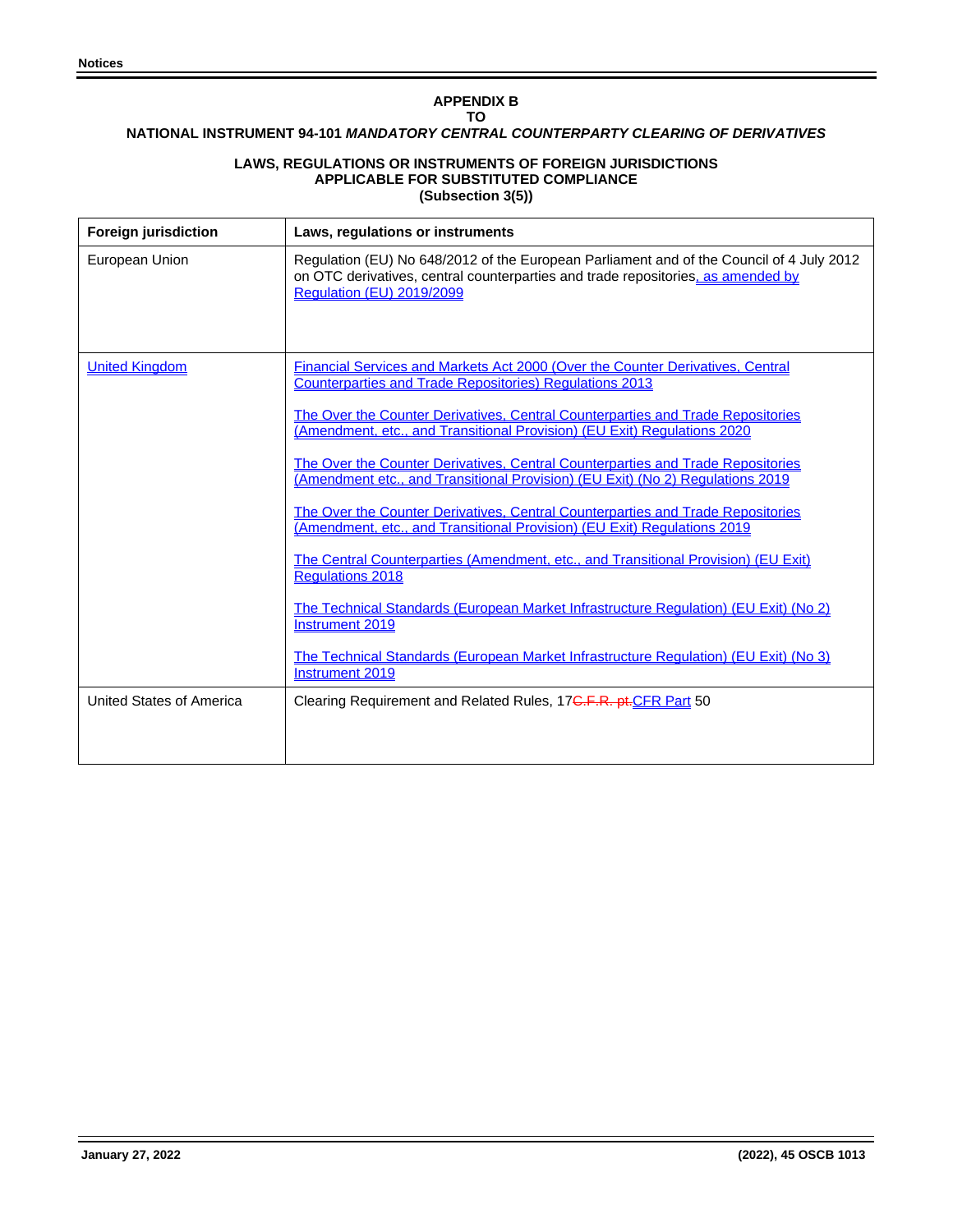**APPENDIX B**
**TO**
**NATIONAL INSTRUMENT 94-101 *MANDATORY CENTRAL COUNTERPARTY CLEARING OF DERIVATIVES***

**LAWS, REGULATIONS OR INSTRUMENTS OF FOREIGN JURISDICTIONS**
**APPLICABLE FOR SUBSTITUTED COMPLIANCE**
**(Subsection 3(5))**

| Foreign jurisdiction | Laws, regulations or instruments |
|---|---|
| European Union | Regulation (EU) No 648/2012 of the European Parliament and of the Council of 4 July 2012 on OTC derivatives, central counterparties and trade repositories, as amended by Regulation (EU) 2019/2099 |
| United Kingdom | Financial Services and Markets Act 2000 (Over the Counter Derivatives, Central Counterparties and Trade Repositories) Regulations 2013<br><br>The Over the Counter Derivatives, Central Counterparties and Trade Repositories (Amendment, etc., and Transitional Provision) (EU Exit) Regulations 2020<br><br>The Over the Counter Derivatives, Central Counterparties and Trade Repositories (Amendment etc., and Transitional Provision) (EU Exit) (No 2) Regulations 2019<br><br>The Over the Counter Derivatives, Central Counterparties and Trade Repositories (Amendment, etc., and Transitional Provision) (EU Exit) Regulations 2019<br><br>The Central Counterparties (Amendment, etc., and Transitional Provision) (EU Exit) Regulations 2018<br><br>The Technical Standards (European Market Infrastructure Regulation) (EU Exit) (No 2) Instrument 2019<br><br>The Technical Standards (European Market Infrastructure Regulation) (EU Exit) (No 3) Instrument 2019 |
| United States of America | Clearing Requirement and Related Rules, 17 ~~C.F.R. pt.~~ CFR Part 50 |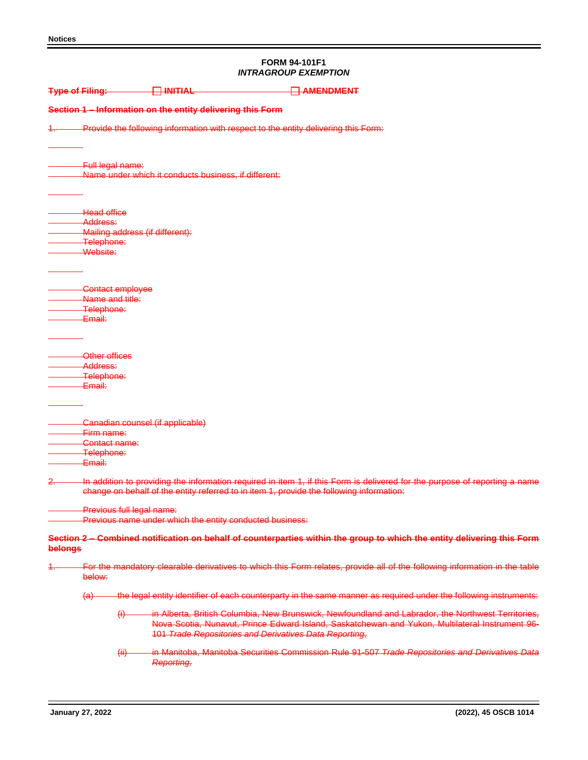**FORM 94-101F1**
***INTRAGROUP EXEMPTION***

~~**Type of Filing:** ☐ **INITIAL** ☐ **AMENDMENT**~~

~~**Section 1 – Information on the entity delivering this Form**~~

~~1. Provide the following information with respect to the entity delivering this Form:~~

~~Full legal name:~~
~~Name under which it conducts business, if different:~~

~~Head office~~
~~Address:~~
~~Mailing address (if different):~~
~~Telephone:~~
~~Website:~~

~~Contact employee~~
~~Name and title:~~
~~Telephone:~~
~~Email:~~

~~Other offices~~
~~Address:~~
~~Telephone:~~
~~Email:~~

~~Canadian counsel (if applicable)~~
~~Firm name:~~
~~Contact name:~~
~~Telephone:~~
~~Email:~~

~~2. In addition to providing the information required in item 1, if this Form is delivered for the purpose of reporting a name change on behalf of the entity referred to in item 1, provide the following information:~~

~~Previous full legal name:~~
~~Previous name under which the entity conducted business:~~

~~**Section 2 – Combined notification on behalf of counterparties within the group to which the entity delivering this Form belongs**~~

~~1. For the mandatory clearable derivatives to which this Form relates, provide all of the following information in the table below:~~

~~(a) the legal entity identifier of each counterparty in the same manner as required under the following instruments:~~

~~(i) in Alberta, British Columbia, New Brunswick, Newfoundland and Labrador, the Northwest Territories, Nova Scotia, Nunavut, Prince Edward Island, Saskatchewan and Yukon, Multilateral Instrument 96-101 *Trade Repositories and Derivatives Data Reporting*,~~

~~(ii) in Manitoba, Manitoba Securities Commission Rule 91-507 *Trade Repositories and Derivatives Data Reporting*,~~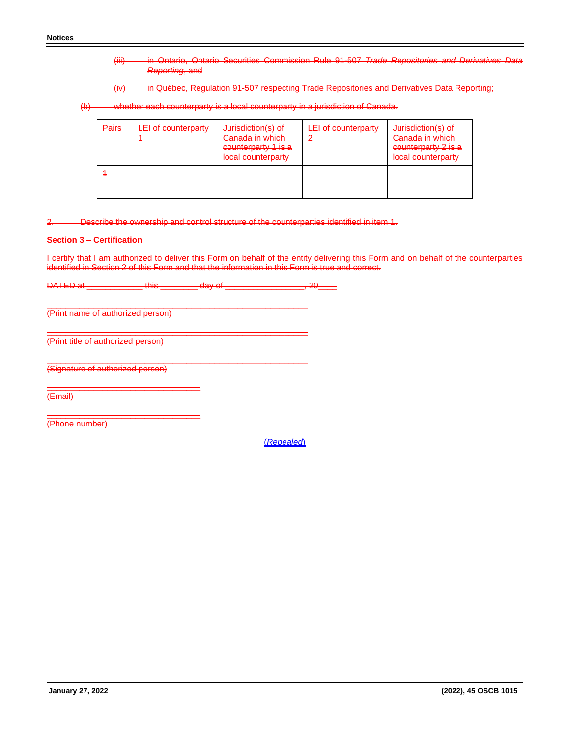(iii) in Ontario, Ontario Securities Commission Rule 91-507 *Trade Repositories and Derivatives Data Reporting*, and

(iv) in Québec, Regulation 91-507 respecting Trade Repositories and Derivatives Data Reporting;

(b) whether each counterparty is a local counterparty in a jurisdiction of Canada.

| Pairs | LEI of counterparty 1 | Jurisdiction(s) of Canada in which counterparty 1 is a local counterparty | LEI of counterparty 2 | Jurisdiction(s) of Canada in which counterparty 2 is a local counterparty |
|---|---|---|---|---|
| 1 | | | | |
| | | | | |

2. Describe the ownership and control structure of the counterparties identified in item 1.

**Section 3 – Certification**

I certify that I am authorized to deliver this Form on behalf of the entity delivering this Form and on behalf of the counterparties identified in Section 2 of this Form and that the information in this Form is true and correct.

DATED at ____________ this ________ day of _________________, 20____

_______________________________________________
(Print name of authorized person)

_______________________________________________
(Print title of authorized person)

_______________________________________________
(Signature of authorized person)

_______________________________
(Email)

_______________________________
(Phone number)

(*Repealed*)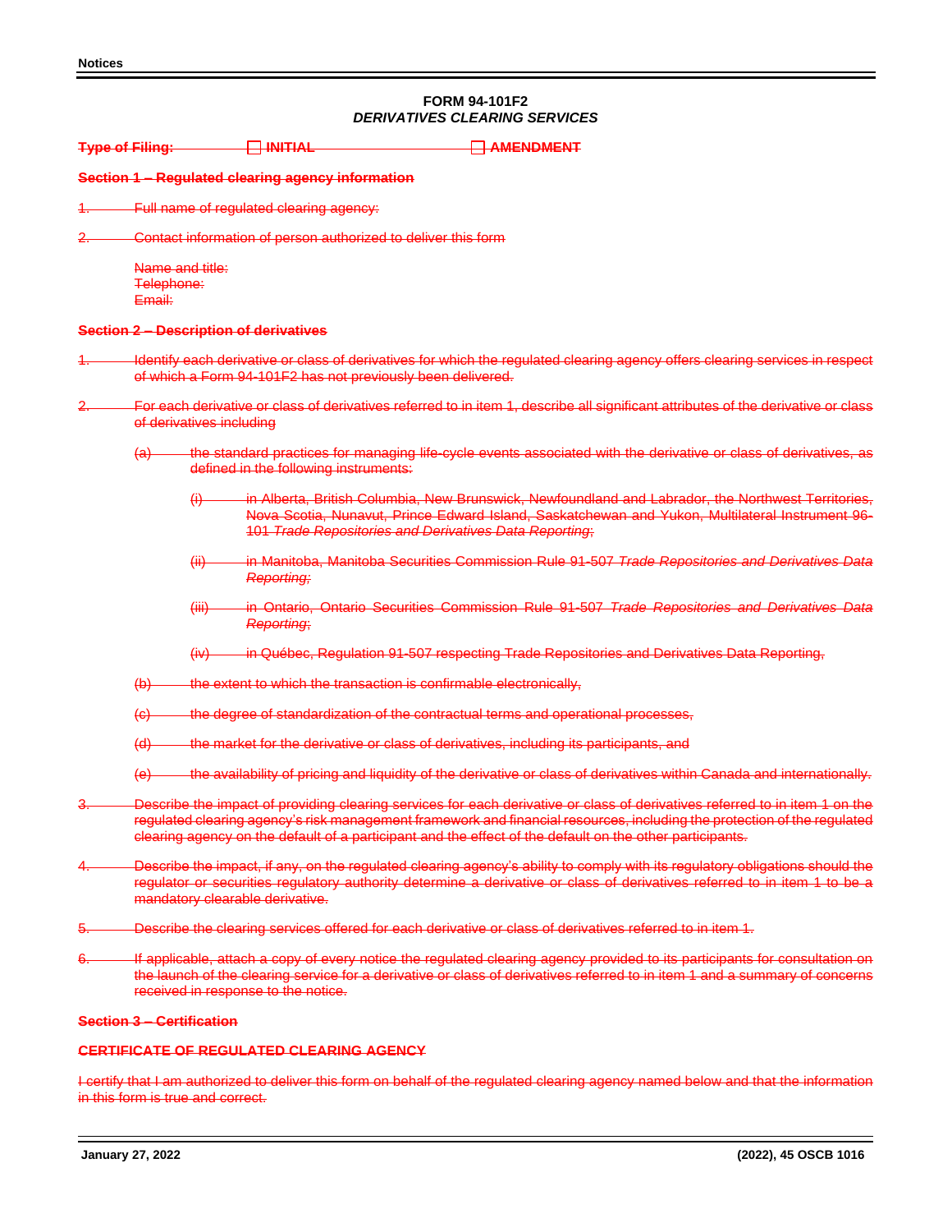**FORM 94-101F2**
***DERIVATIVES CLEARING SERVICES***

~~**Type of Filing:** ☐ **INITIAL** ☐ **AMENDMENT**~~

~~**Section 1 – Regulated clearing agency information**~~

~~1. Full name of regulated clearing agency:~~

~~2. Contact information of person authorized to deliver this form~~

~~Name and title:~~
~~Telephone:~~
~~Email:~~

~~**Section 2 – Description of derivatives**~~

~~1. Identify each derivative or class of derivatives for which the regulated clearing agency offers clearing services in respect of which a Form 94-101F2 has not previously been delivered.~~

~~2. For each derivative or class of derivatives referred to in item 1, describe all significant attributes of the derivative or class of derivatives including~~

~~(a) the standard practices for managing life-cycle events associated with the derivative or class of derivatives, as defined in the following instruments:~~

~~(i) in Alberta, British Columbia, New Brunswick, Newfoundland and Labrador, the Northwest Territories, Nova Scotia, Nunavut, Prince Edward Island, Saskatchewan and Yukon, Multilateral Instrument 96-101 *Trade Repositories and Derivatives Data Reporting*;~~

~~(ii) in Manitoba, Manitoba Securities Commission Rule 91-507 *Trade Repositories and Derivatives Data Reporting;*~~

~~(iii) in Ontario, Ontario Securities Commission Rule 91-507 *Trade Repositories and Derivatives Data Reporting*;~~

~~(iv) in Québec, Regulation 91-507 respecting Trade Repositories and Derivatives Data Reporting,~~

~~(b) the extent to which the transaction is confirmable electronically,~~

~~(c) the degree of standardization of the contractual terms and operational processes,~~

~~(d) the market for the derivative or class of derivatives, including its participants, and~~

~~(e) the availability of pricing and liquidity of the derivative or class of derivatives within Canada and internationally.~~

~~3. Describe the impact of providing clearing services for each derivative or class of derivatives referred to in item 1 on the regulated clearing agency's risk management framework and financial resources, including the protection of the regulated clearing agency on the default of a participant and the effect of the default on the other participants.~~

~~4. Describe the impact, if any, on the regulated clearing agency's ability to comply with its regulatory obligations should the regulator or securities regulatory authority determine a derivative or class of derivatives referred to in item 1 to be a mandatory clearable derivative.~~

~~5. Describe the clearing services offered for each derivative or class of derivatives referred to in item 1.~~

~~6. If applicable, attach a copy of every notice the regulated clearing agency provided to its participants for consultation on the launch of the clearing service for a derivative or class of derivatives referred to in item 1 and a summary of concerns received in response to the notice.~~

~~**Section 3 – Certification**~~

~~**CERTIFICATE OF REGULATED CLEARING AGENCY**~~

~~I certify that I am authorized to deliver this form on behalf of the regulated clearing agency named below and that the information in this form is true and correct.~~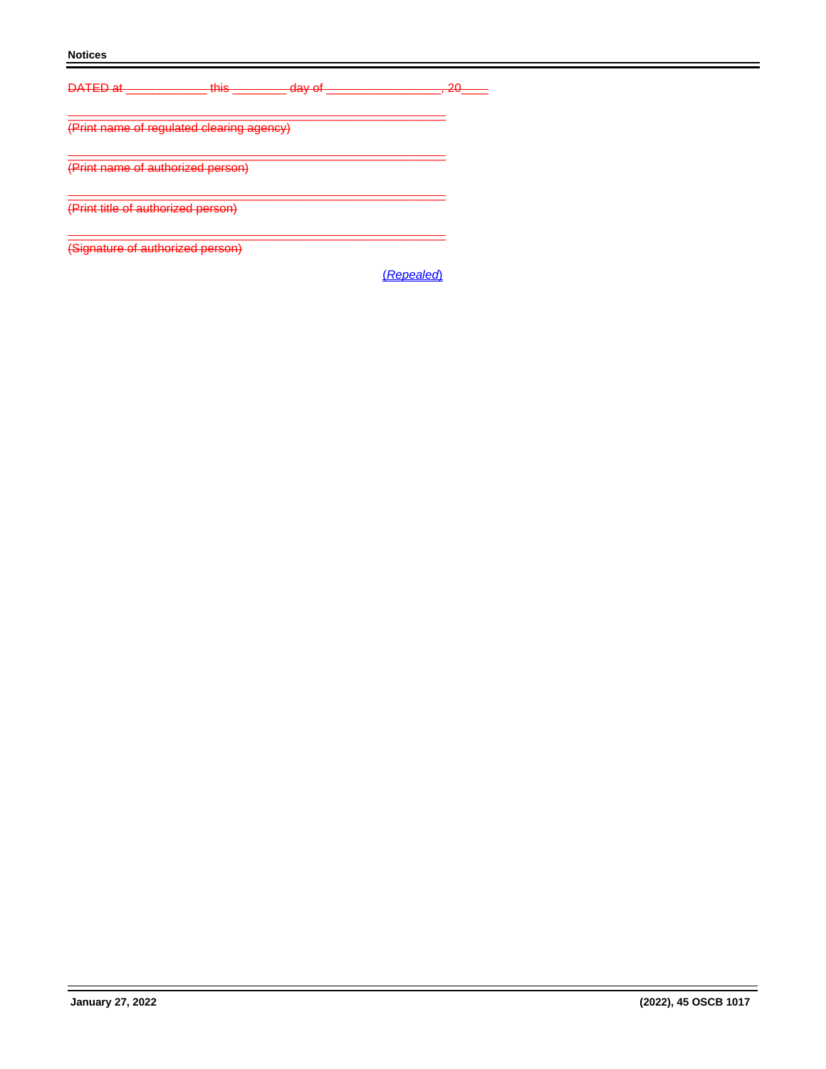~~DATED at ___________ this ________ day of ________________, 20____~~

~~\_\_\_\_\_\_\_\_\_\_\_\_\_\_\_\_\_\_\_\_\_\_\_\_\_\_\_\_\_\_\_\_\_\_\_\_\_\_\_\_\_\_\_\_\_\_\_\_\_\_~~
~~(Print name of regulated clearing agency)~~

~~\_\_\_\_\_\_\_\_\_\_\_\_\_\_\_\_\_\_\_\_\_\_\_\_\_\_\_\_\_\_\_\_\_\_\_\_\_\_\_\_\_\_\_\_\_\_\_\_\_\_~~
~~(Print name of authorized person)~~

~~\_\_\_\_\_\_\_\_\_\_\_\_\_\_\_\_\_\_\_\_\_\_\_\_\_\_\_\_\_\_\_\_\_\_\_\_\_\_\_\_\_\_\_\_\_\_\_\_\_\_~~
~~(Print title of authorized person)~~

~~\_\_\_\_\_\_\_\_\_\_\_\_\_\_\_\_\_\_\_\_\_\_\_\_\_\_\_\_\_\_\_\_\_\_\_\_\_\_\_\_\_\_\_\_\_\_\_\_\_\_~~
~~(Signature of authorized person)~~

(*Repealed*)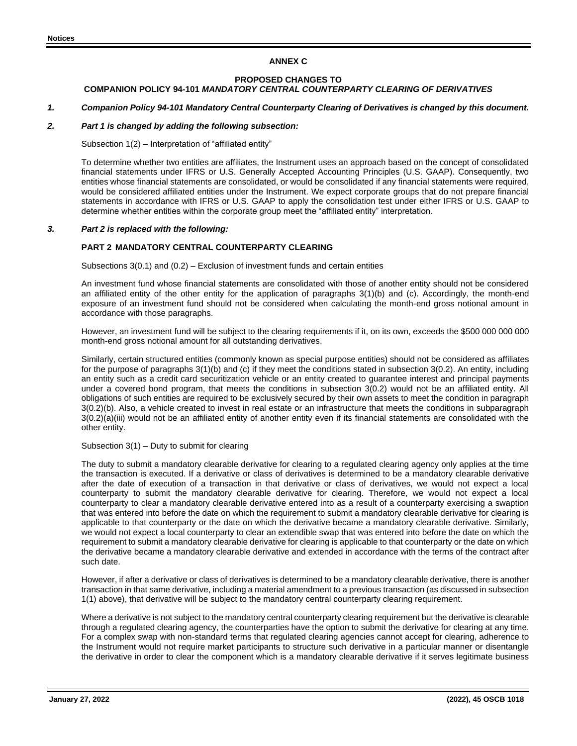**ANNEX C**

**PROPOSED CHANGES TO**
**COMPANION POLICY 94-101 *MANDATORY CENTRAL COUNTERPARTY CLEARING OF DERIVATIVES***

***1. Companion Policy 94-101 Mandatory Central Counterparty Clearing of Derivatives is changed by this document.***

***2. Part 1 is changed by adding the following subsection:***

Subsection 1(2) – Interpretation of "affiliated entity"

To determine whether two entities are affiliates, the Instrument uses an approach based on the concept of consolidated financial statements under IFRS or U.S. Generally Accepted Accounting Principles (U.S. GAAP). Consequently, two entities whose financial statements are consolidated, or would be consolidated if any financial statements were required, would be considered affiliated entities under the Instrument. We expect corporate groups that do not prepare financial statements in accordance with IFRS or U.S. GAAP to apply the consolidation test under either IFRS or U.S. GAAP to determine whether entities within the corporate group meet the "affiliated entity" interpretation.

***3. Part 2 is replaced with the following:***

**PART 2 MANDATORY CENTRAL COUNTERPARTY CLEARING**

Subsections 3(0.1) and (0.2) – Exclusion of investment funds and certain entities

An investment fund whose financial statements are consolidated with those of another entity should not be considered an affiliated entity of the other entity for the application of paragraphs 3(1)(b) and (c). Accordingly, the month-end exposure of an investment fund should not be considered when calculating the month-end gross notional amount in accordance with those paragraphs.

However, an investment fund will be subject to the clearing requirements if it, on its own, exceeds the \$500 000 000 000 month-end gross notional amount for all outstanding derivatives.

Similarly, certain structured entities (commonly known as special purpose entities) should not be considered as affiliates for the purpose of paragraphs 3(1)(b) and (c) if they meet the conditions stated in subsection 3(0.2). An entity, including an entity such as a credit card securitization vehicle or an entity created to guarantee interest and principal payments under a covered bond program, that meets the conditions in subsection 3(0.2) would not be an affiliated entity. All obligations of such entities are required to be exclusively secured by their own assets to meet the condition in paragraph 3(0.2)(b). Also, a vehicle created to invest in real estate or an infrastructure that meets the conditions in subparagraph 3(0.2)(a)(iii) would not be an affiliated entity of another entity even if its financial statements are consolidated with the other entity.

Subsection 3(1) – Duty to submit for clearing

The duty to submit a mandatory clearable derivative for clearing to a regulated clearing agency only applies at the time the transaction is executed. If a derivative or class of derivatives is determined to be a mandatory clearable derivative after the date of execution of a transaction in that derivative or class of derivatives, we would not expect a local counterparty to submit the mandatory clearable derivative for clearing. Therefore, we would not expect a local counterparty to clear a mandatory clearable derivative entered into as a result of a counterparty exercising a swaption that was entered into before the date on which the requirement to submit a mandatory clearable derivative for clearing is applicable to that counterparty or the date on which the derivative became a mandatory clearable derivative. Similarly, we would not expect a local counterparty to clear an extendible swap that was entered into before the date on which the requirement to submit a mandatory clearable derivative for clearing is applicable to that counterparty or the date on which the derivative became a mandatory clearable derivative and extended in accordance with the terms of the contract after such date.

However, if after a derivative or class of derivatives is determined to be a mandatory clearable derivative, there is another transaction in that same derivative, including a material amendment to a previous transaction (as discussed in subsection 1(1) above), that derivative will be subject to the mandatory central counterparty clearing requirement.

Where a derivative is not subject to the mandatory central counterparty clearing requirement but the derivative is clearable through a regulated clearing agency, the counterparties have the option to submit the derivative for clearing at any time. For a complex swap with non-standard terms that regulated clearing agencies cannot accept for clearing, adherence to the Instrument would not require market participants to structure such derivative in a particular manner or disentangle the derivative in order to clear the component which is a mandatory clearable derivative if it serves legitimate business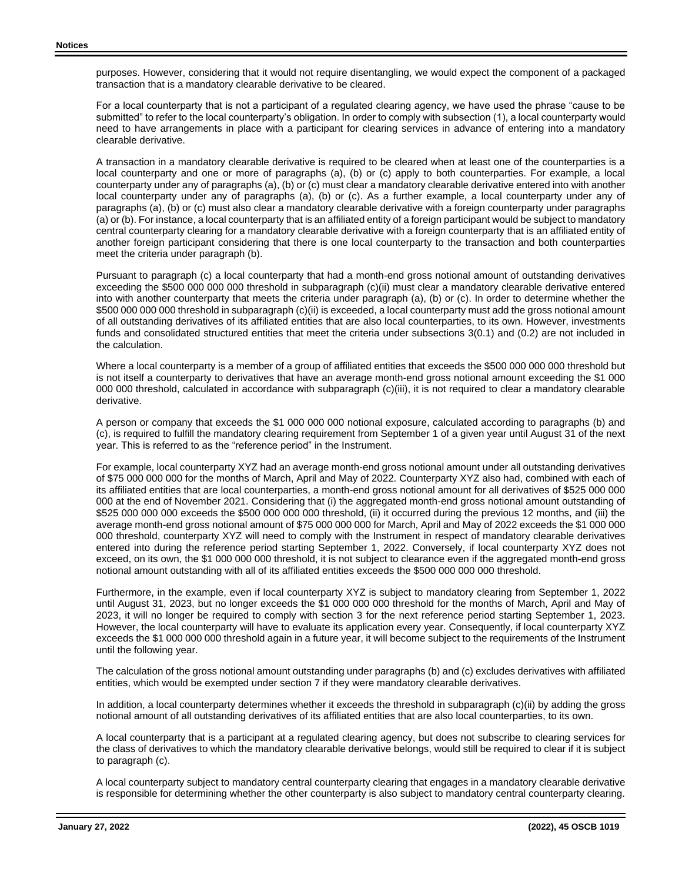purposes. However, considering that it would not require disentangling, we would expect the component of a packaged transaction that is a mandatory clearable derivative to be cleared.

For a local counterparty that is not a participant of a regulated clearing agency, we have used the phrase "cause to be submitted" to refer to the local counterparty's obligation. In order to comply with subsection (1), a local counterparty would need to have arrangements in place with a participant for clearing services in advance of entering into a mandatory clearable derivative.

A transaction in a mandatory clearable derivative is required to be cleared when at least one of the counterparties is a local counterparty and one or more of paragraphs (a), (b) or (c) apply to both counterparties. For example, a local counterparty under any of paragraphs (a), (b) or (c) must clear a mandatory clearable derivative entered into with another local counterparty under any of paragraphs (a), (b) or (c). As a further example, a local counterparty under any of paragraphs (a), (b) or (c) must also clear a mandatory clearable derivative with a foreign counterparty under paragraphs (a) or (b). For instance, a local counterparty that is an affiliated entity of a foreign participant would be subject to mandatory central counterparty clearing for a mandatory clearable derivative with a foreign counterparty that is an affiliated entity of another foreign participant considering that there is one local counterparty to the transaction and both counterparties meet the criteria under paragraph (b).

Pursuant to paragraph (c) a local counterparty that had a month-end gross notional amount of outstanding derivatives exceeding the \$500 000 000 000 threshold in subparagraph (c)(ii) must clear a mandatory clearable derivative entered into with another counterparty that meets the criteria under paragraph (a), (b) or (c). In order to determine whether the \$500 000 000 000 threshold in subparagraph (c)(ii) is exceeded, a local counterparty must add the gross notional amount of all outstanding derivatives of its affiliated entities that are also local counterparties, to its own. However, investments funds and consolidated structured entities that meet the criteria under subsections 3(0.1) and (0.2) are not included in the calculation.

Where a local counterparty is a member of a group of affiliated entities that exceeds the \$500 000 000 000 threshold but is not itself a counterparty to derivatives that have an average month-end gross notional amount exceeding the \$1 000 000 000 threshold, calculated in accordance with subparagraph (c)(iii), it is not required to clear a mandatory clearable derivative.

A person or company that exceeds the \$1 000 000 000 notional exposure, calculated according to paragraphs (b) and (c), is required to fulfill the mandatory clearing requirement from September 1 of a given year until August 31 of the next year. This is referred to as the "reference period" in the Instrument.

For example, local counterparty XYZ had an average month-end gross notional amount under all outstanding derivatives of \$75 000 000 000 for the months of March, April and May of 2022. Counterparty XYZ also had, combined with each of its affiliated entities that are local counterparties, a month-end gross notional amount for all derivatives of \$525 000 000 000 at the end of November 2021. Considering that (i) the aggregated month-end gross notional amount outstanding of \$525 000 000 000 exceeds the \$500 000 000 000 threshold, (ii) it occurred during the previous 12 months, and (iii) the average month-end gross notional amount of \$75 000 000 000 for March, April and May of 2022 exceeds the \$1 000 000 000 threshold, counterparty XYZ will need to comply with the Instrument in respect of mandatory clearable derivatives entered into during the reference period starting September 1, 2022. Conversely, if local counterparty XYZ does not exceed, on its own, the \$1 000 000 000 threshold, it is not subject to clearance even if the aggregated month-end gross notional amount outstanding with all of its affiliated entities exceeds the \$500 000 000 000 threshold.

Furthermore, in the example, even if local counterparty XYZ is subject to mandatory clearing from September 1, 2022 until August 31, 2023, but no longer exceeds the \$1 000 000 000 threshold for the months of March, April and May of 2023, it will no longer be required to comply with section 3 for the next reference period starting September 1, 2023. However, the local counterparty will have to evaluate its application every year. Consequently, if local counterparty XYZ exceeds the \$1 000 000 000 threshold again in a future year, it will become subject to the requirements of the Instrument until the following year.

The calculation of the gross notional amount outstanding under paragraphs (b) and (c) excludes derivatives with affiliated entities, which would be exempted under section 7 if they were mandatory clearable derivatives.

In addition, a local counterparty determines whether it exceeds the threshold in subparagraph (c)(ii) by adding the gross notional amount of all outstanding derivatives of its affiliated entities that are also local counterparties, to its own.

A local counterparty that is a participant at a regulated clearing agency, but does not subscribe to clearing services for the class of derivatives to which the mandatory clearable derivative belongs, would still be required to clear if it is subject to paragraph (c).

A local counterparty subject to mandatory central counterparty clearing that engages in a mandatory clearable derivative is responsible for determining whether the other counterparty is also subject to mandatory central counterparty clearing.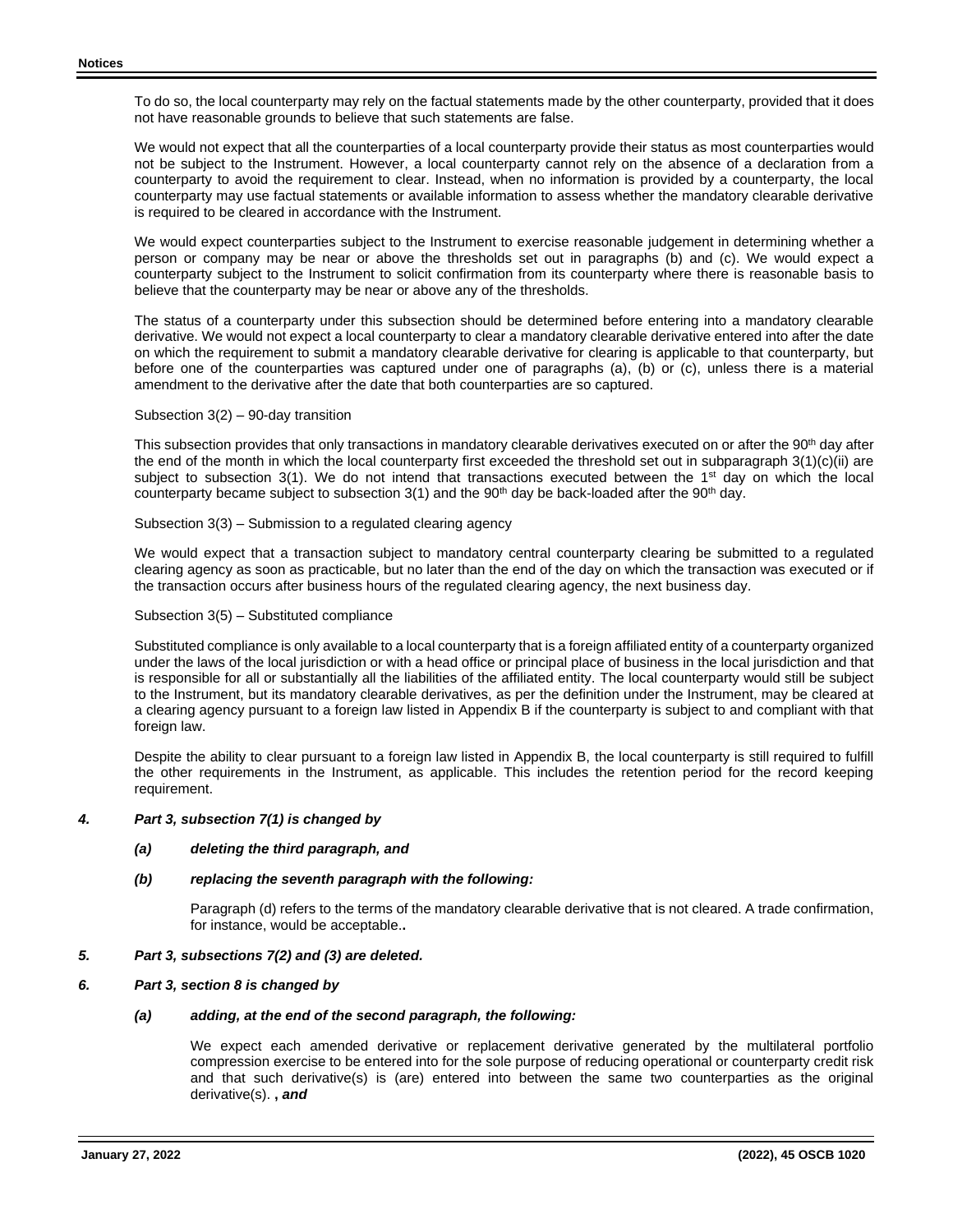To do so, the local counterparty may rely on the factual statements made by the other counterparty, provided that it does not have reasonable grounds to believe that such statements are false.

We would not expect that all the counterparties of a local counterparty provide their status as most counterparties would not be subject to the Instrument. However, a local counterparty cannot rely on the absence of a declaration from a counterparty to avoid the requirement to clear. Instead, when no information is provided by a counterparty, the local counterparty may use factual statements or available information to assess whether the mandatory clearable derivative is required to be cleared in accordance with the Instrument.

We would expect counterparties subject to the Instrument to exercise reasonable judgement in determining whether a person or company may be near or above the thresholds set out in paragraphs (b) and (c). We would expect a counterparty subject to the Instrument to solicit confirmation from its counterparty where there is reasonable basis to believe that the counterparty may be near or above any of the thresholds.

The status of a counterparty under this subsection should be determined before entering into a mandatory clearable derivative. We would not expect a local counterparty to clear a mandatory clearable derivative entered into after the date on which the requirement to submit a mandatory clearable derivative for clearing is applicable to that counterparty, but before one of the counterparties was captured under one of paragraphs (a), (b) or (c), unless there is a material amendment to the derivative after the date that both counterparties are so captured.

Subsection 3(2) – 90-day transition

This subsection provides that only transactions in mandatory clearable derivatives executed on or after the 90th day after the end of the month in which the local counterparty first exceeded the threshold set out in subparagraph 3(1)(c)(ii) are subject to subsection 3(1). We do not intend that transactions executed between the 1st day on which the local counterparty became subject to subsection 3(1) and the 90th day be back-loaded after the 90th day.

Subsection 3(3) – Submission to a regulated clearing agency

We would expect that a transaction subject to mandatory central counterparty clearing be submitted to a regulated clearing agency as soon as practicable, but no later than the end of the day on which the transaction was executed or if the transaction occurs after business hours of the regulated clearing agency, the next business day.

Subsection 3(5) – Substituted compliance

Substituted compliance is only available to a local counterparty that is a foreign affiliated entity of a counterparty organized under the laws of the local jurisdiction or with a head office or principal place of business in the local jurisdiction and that is responsible for all or substantially all the liabilities of the affiliated entity. The local counterparty would still be subject to the Instrument, but its mandatory clearable derivatives, as per the definition under the Instrument, may be cleared at a clearing agency pursuant to a foreign law listed in Appendix B if the counterparty is subject to and compliant with that foreign law.

Despite the ability to clear pursuant to a foreign law listed in Appendix B, the local counterparty is still required to fulfill the other requirements in the Instrument, as applicable. This includes the retention period for the record keeping requirement.

***4. Part 3, subsection 7(1) is changed by***

***(a) deleting the third paragraph, and***

***(b) replacing the seventh paragraph with the following:***

Paragraph (d) refers to the terms of the mandatory clearable derivative that is not cleared. A trade confirmation, for instance, would be acceptable.**.**

***5. Part 3, subsections 7(2) and (3) are deleted.***

***6. Part 3, section 8 is changed by***

***(a) adding, at the end of the second paragraph, the following:***

We expect each amended derivative or replacement derivative generated by the multilateral portfolio compression exercise to be entered into for the sole purpose of reducing operational or counterparty credit risk and that such derivative(s) is (are) entered into between the same two counterparties as the original derivative(s). ***, and***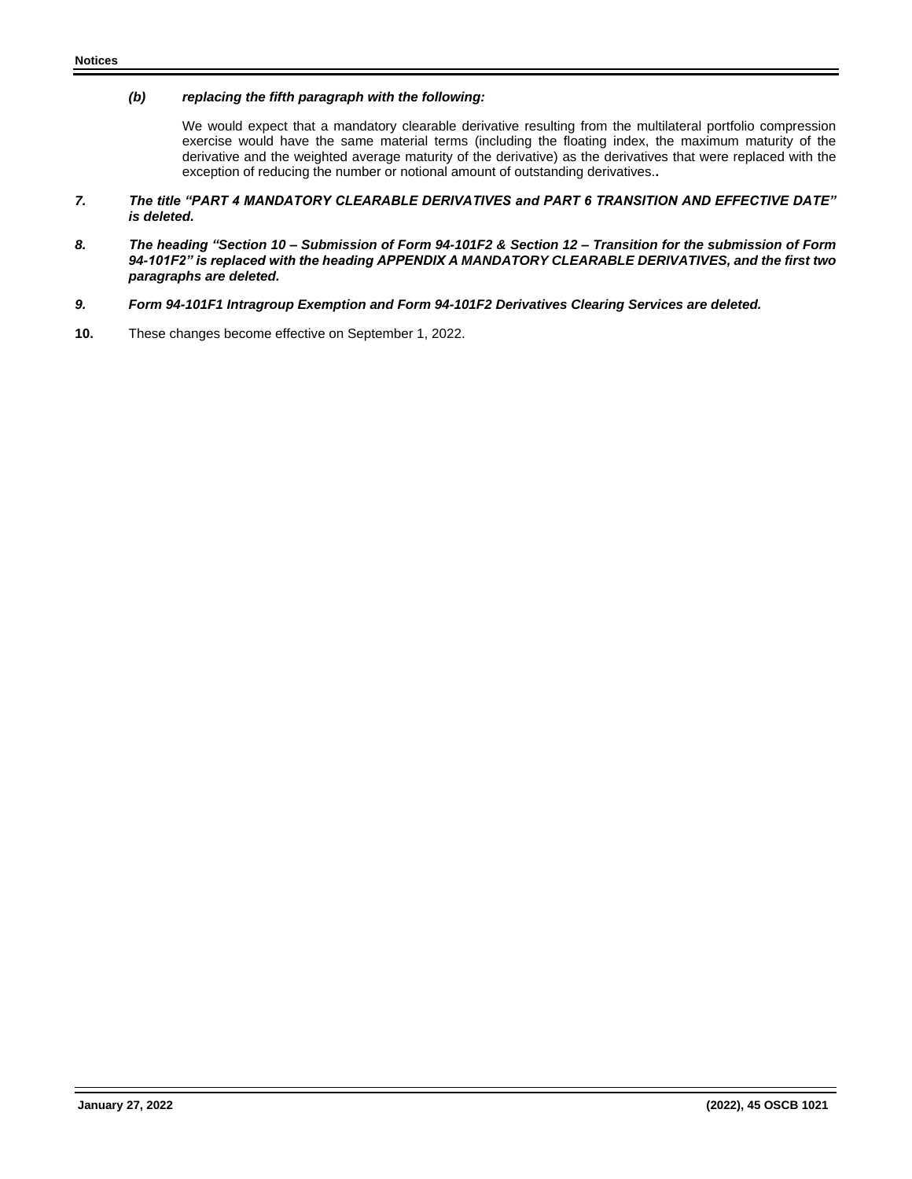*(b)* ***replacing the fifth paragraph with the following:***

We would expect that a mandatory clearable derivative resulting from the multilateral portfolio compression exercise would have the same material terms (including the floating index, the maximum maturity of the derivative and the weighted average maturity of the derivative) as the derivatives that were replaced with the exception of reducing the number or notional amount of outstanding derivatives.**.**

***7. The title "PART 4 MANDATORY CLEARABLE DERIVATIVES and PART 6 TRANSITION AND EFFECTIVE DATE" is deleted.***

***8. The heading "Section 10 – Submission of Form 94-101F2 & Section 12 – Transition for the submission of Form 94-101F2" is replaced with the heading APPENDIX A MANDATORY CLEARABLE DERIVATIVES, and the first two paragraphs are deleted.***

***9. Form 94-101F1 Intragroup Exemption and Form 94-101F2 Derivatives Clearing Services are deleted.***

**10.** These changes become effective on September 1, 2022.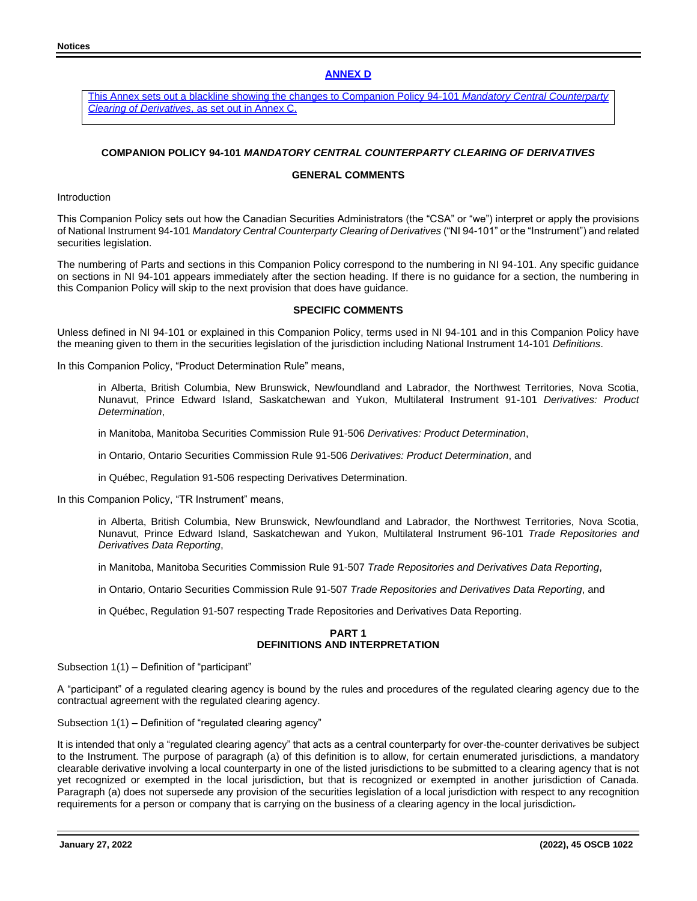**ANNEX D**

This Annex sets out a blackline showing the changes to Companion Policy 94-101 *Mandatory Central Counterparty Clearing of Derivatives*, as set out in Annex C.

**COMPANION POLICY 94-101 *MANDATORY CENTRAL COUNTERPARTY CLEARING OF DERIVATIVES***

**GENERAL COMMENTS**

Introduction

This Companion Policy sets out how the Canadian Securities Administrators (the "CSA" or "we") interpret or apply the provisions of National Instrument 94-101 *Mandatory Central Counterparty Clearing of Derivatives* ("NI 94-101" or the "Instrument") and related securities legislation.

The numbering of Parts and sections in this Companion Policy correspond to the numbering in NI 94-101. Any specific guidance on sections in NI 94-101 appears immediately after the section heading. If there is no guidance for a section, the numbering in this Companion Policy will skip to the next provision that does have guidance.

**SPECIFIC COMMENTS**

Unless defined in NI 94-101 or explained in this Companion Policy, terms used in NI 94-101 and in this Companion Policy have the meaning given to them in the securities legislation of the jurisdiction including National Instrument 14-101 *Definitions*.

In this Companion Policy, "Product Determination Rule" means,

> in Alberta, British Columbia, New Brunswick, Newfoundland and Labrador, the Northwest Territories, Nova Scotia, Nunavut, Prince Edward Island, Saskatchewan and Yukon, Multilateral Instrument 91-101 *Derivatives: Product Determination*,
>
> in Manitoba, Manitoba Securities Commission Rule 91-506 *Derivatives: Product Determination*,
>
> in Ontario, Ontario Securities Commission Rule 91-506 *Derivatives: Product Determination*, and
>
> in Québec, Regulation 91-506 respecting Derivatives Determination.

In this Companion Policy, "TR Instrument" means,

> in Alberta, British Columbia, New Brunswick, Newfoundland and Labrador, the Northwest Territories, Nova Scotia, Nunavut, Prince Edward Island, Saskatchewan and Yukon, Multilateral Instrument 96-101 *Trade Repositories and Derivatives Data Reporting*,
>
> in Manitoba, Manitoba Securities Commission Rule 91-507 *Trade Repositories and Derivatives Data Reporting*,
>
> in Ontario, Ontario Securities Commission Rule 91-507 *Trade Repositories and Derivatives Data Reporting*, and
>
> in Québec, Regulation 91-507 respecting Trade Repositories and Derivatives Data Reporting.

**PART 1**
**DEFINITIONS AND INTERPRETATION**

Subsection 1(1) – Definition of "participant"

A "participant" of a regulated clearing agency is bound by the rules and procedures of the regulated clearing agency due to the contractual agreement with the regulated clearing agency.

Subsection 1(1) – Definition of "regulated clearing agency"

It is intended that only a "regulated clearing agency" that acts as a central counterparty for over-the-counter derivatives be subject to the Instrument. The purpose of paragraph (a) of this definition is to allow, for certain enumerated jurisdictions, a mandatory clearable derivative involving a local counterparty in one of the listed jurisdictions to be submitted to a clearing agency that is not yet recognized or exempted in the local jurisdiction, but that is recognized or exempted in another jurisdiction of Canada. Paragraph (a) does not supersede any provision of the securities legislation of a local jurisdiction with respect to any recognition requirements for a person or company that is carrying on the business of a clearing agency in the local jurisdiction.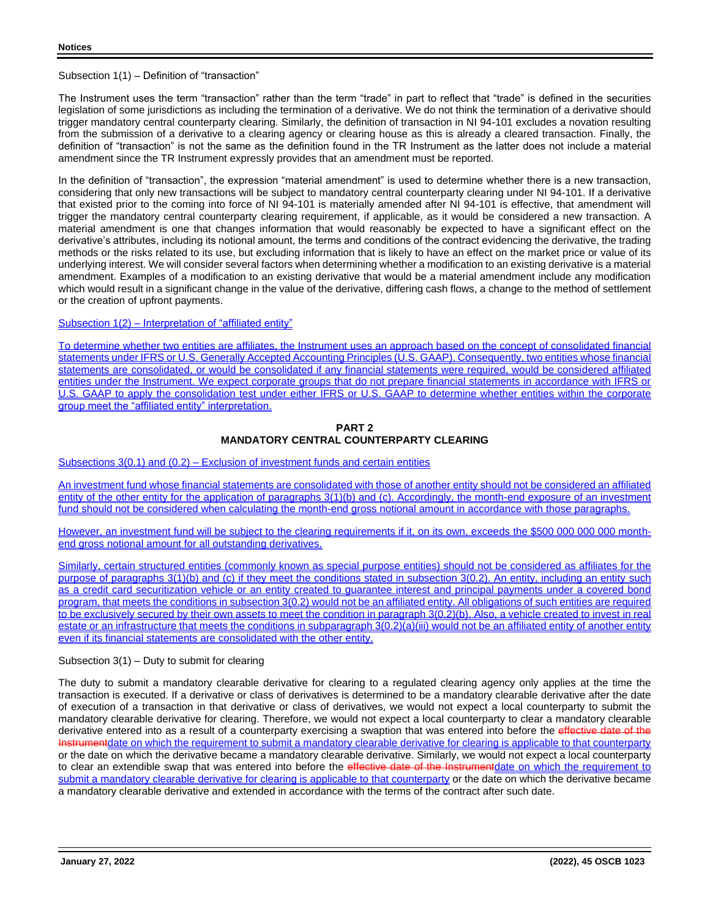Subsection 1(1) – Definition of "transaction"

The Instrument uses the term "transaction" rather than the term "trade" in part to reflect that "trade" is defined in the securities legislation of some jurisdictions as including the termination of a derivative. We do not think the termination of a derivative should trigger mandatory central counterparty clearing. Similarly, the definition of transaction in NI 94-101 excludes a novation resulting from the submission of a derivative to a clearing agency or clearing house as this is already a cleared transaction. Finally, the definition of "transaction" is not the same as the definition found in the TR Instrument as the latter does not include a material amendment since the TR Instrument expressly provides that an amendment must be reported.

In the definition of "transaction", the expression "material amendment" is used to determine whether there is a new transaction, considering that only new transactions will be subject to mandatory central counterparty clearing under NI 94-101. If a derivative that existed prior to the coming into force of NI 94-101 is materially amended after NI 94-101 is effective, that amendment will trigger the mandatory central counterparty clearing requirement, if applicable, as it would be considered a new transaction. A material amendment is one that changes information that would reasonably be expected to have a significant effect on the derivative's attributes, including its notional amount, the terms and conditions of the contract evidencing the derivative, the trading methods or the risks related to its use, but excluding information that is likely to have an effect on the market price or value of its underlying interest. We will consider several factors when determining whether a modification to an existing derivative is a material amendment. Examples of a modification to an existing derivative that would be a material amendment include any modification which would result in a significant change in the value of the derivative, differing cash flows, a change to the method of settlement or the creation of upfront payments.

Subsection 1(2) – Interpretation of "affiliated entity"

To determine whether two entities are affiliates, the Instrument uses an approach based on the concept of consolidated financial statements under IFRS or U.S. Generally Accepted Accounting Principles (U.S. GAAP). Consequently, two entities whose financial statements are consolidated, or would be consolidated if any financial statements were required, would be considered affiliated entities under the Instrument. We expect corporate groups that do not prepare financial statements in accordance with IFRS or U.S. GAAP to apply the consolidation test under either IFRS or U.S. GAAP to determine whether entities within the corporate group meet the "affiliated entity" interpretation.

## PART 2
## MANDATORY CENTRAL COUNTERPARTY CLEARING

Subsections 3(0.1) and (0.2) – Exclusion of investment funds and certain entities

An investment fund whose financial statements are consolidated with those of another entity should not be considered an affiliated entity of the other entity for the application of paragraphs 3(1)(b) and (c). Accordingly, the month-end exposure of an investment fund should not be considered when calculating the month-end gross notional amount in accordance with those paragraphs.

However, an investment fund will be subject to the clearing requirements if it, on its own, exceeds the $500 000 000 000 month-end gross notional amount for all outstanding derivatives.

Similarly, certain structured entities (commonly known as special purpose entities) should not be considered as affiliates for the purpose of paragraphs 3(1)(b) and (c) if they meet the conditions stated in subsection 3(0.2). An entity, including an entity such as a credit card securitization vehicle or an entity created to guarantee interest and principal payments under a covered bond program, that meets the conditions in subsection 3(0.2) would not be an affiliated entity. All obligations of such entities are required to be exclusively secured by their own assets to meet the condition in paragraph 3(0.2)(b). Also, a vehicle created to invest in real estate or an infrastructure that meets the conditions in subparagraph 3(0.2)(a)(iii) would not be an affiliated entity of another entity even if its financial statements are consolidated with the other entity.

Subsection 3(1) – Duty to submit for clearing

The duty to submit a mandatory clearable derivative for clearing to a regulated clearing agency only applies at the time the transaction is executed. If a derivative or class of derivatives is determined to be a mandatory clearable derivative after the date of execution of a transaction in that derivative or class of derivatives, we would not expect a local counterparty to submit the mandatory clearable derivative for clearing. Therefore, we would not expect a local counterparty to clear a mandatory clearable derivative entered into as a result of a counterparty exercising a swaption that was entered into before the ~~effective date of the Instrument~~date on which the requirement to submit a mandatory clearable derivative for clearing is applicable to that counterparty or the date on which the derivative became a mandatory clearable derivative. Similarly, we would not expect a local counterparty to clear an extendible swap that was entered into before the ~~effective date of the Instrument~~date on which the requirement to submit a mandatory clearable derivative for clearing is applicable to that counterparty or the date on which the derivative became a mandatory clearable derivative and extended in accordance with the terms of the contract after such date.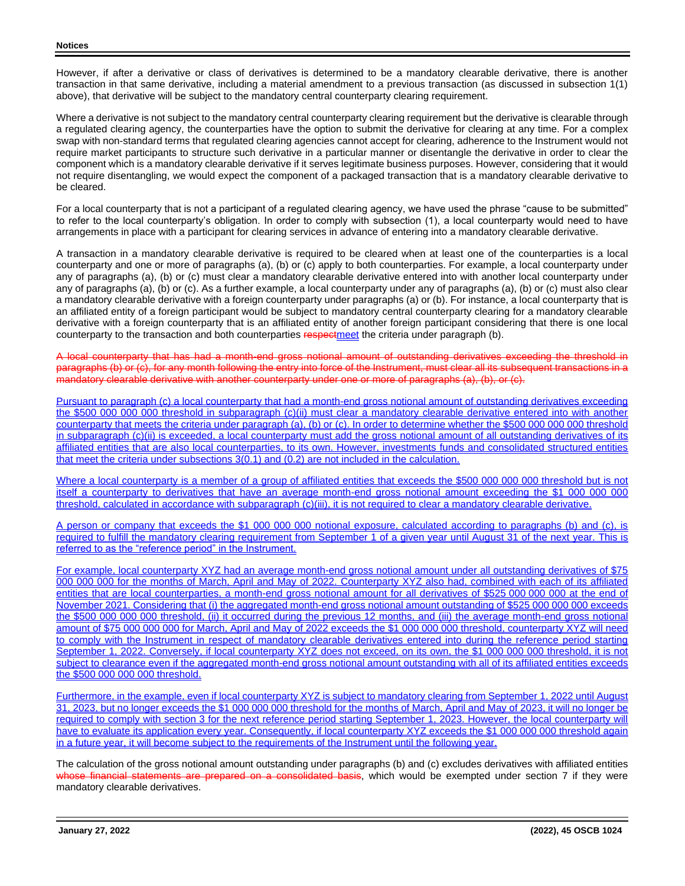However, if after a derivative or class of derivatives is determined to be a mandatory clearable derivative, there is another transaction in that same derivative, including a material amendment to a previous transaction (as discussed in subsection 1(1) above), that derivative will be subject to the mandatory central counterparty clearing requirement.

Where a derivative is not subject to the mandatory central counterparty clearing requirement but the derivative is clearable through a regulated clearing agency, the counterparties have the option to submit the derivative for clearing at any time. For a complex swap with non-standard terms that regulated clearing agencies cannot accept for clearing, adherence to the Instrument would not require market participants to structure such derivative in a particular manner or disentangle the derivative in order to clear the component which is a mandatory clearable derivative if it serves legitimate business purposes. However, considering that it would not require disentangling, we would expect the component of a packaged transaction that is a mandatory clearable derivative to be cleared.

For a local counterparty that is not a participant of a regulated clearing agency, we have used the phrase "cause to be submitted" to refer to the local counterparty's obligation. In order to comply with subsection (1), a local counterparty would need to have arrangements in place with a participant for clearing services in advance of entering into a mandatory clearable derivative.

A transaction in a mandatory clearable derivative is required to be cleared when at least one of the counterparties is a local counterparty and one or more of paragraphs (a), (b) or (c) apply to both counterparties. For example, a local counterparty under any of paragraphs (a), (b) or (c) must clear a mandatory clearable derivative entered into with another local counterparty under any of paragraphs (a), (b) or (c). As a further example, a local counterparty under any of paragraphs (a), (b) or (c) must also clear a mandatory clearable derivative with a foreign counterparty under paragraphs (a) or (b). For instance, a local counterparty that is an affiliated entity of a foreign participant would be subject to mandatory central counterparty clearing for a mandatory clearable derivative with a foreign counterparty that is an affiliated entity of another foreign participant considering that there is one local counterparty to the transaction and both counterparties ~~respect~~meet the criteria under paragraph (b).

~~A local counterparty that has had a month-end gross notional amount of outstanding derivatives exceeding the threshold in paragraphs (b) or (c), for any month following the entry into force of the Instrument, must clear all its subsequent transactions in a mandatory clearable derivative with another counterparty under one or more of paragraphs (a), (b), or (c).~~

Pursuant to paragraph (c) a local counterparty that had a month-end gross notional amount of outstanding derivatives exceeding the $500 000 000 000 threshold in subparagraph (c)(ii) must clear a mandatory clearable derivative entered into with another counterparty that meets the criteria under paragraph (a), (b) or (c). In order to determine whether the $500 000 000 000 threshold in subparagraph (c)(ii) is exceeded, a local counterparty must add the gross notional amount of all outstanding derivatives of its affiliated entities that are also local counterparties, to its own. However, investments funds and consolidated structured entities that meet the criteria under subsections 3(0.1) and (0.2) are not included in the calculation.

Where a local counterparty is a member of a group of affiliated entities that exceeds the $500 000 000 000 threshold but is not itself a counterparty to derivatives that have an average month-end gross notional amount exceeding the $1 000 000 000 threshold, calculated in accordance with subparagraph (c)(iii), it is not required to clear a mandatory clearable derivative.

A person or company that exceeds the $1 000 000 000 notional exposure, calculated according to paragraphs (b) and (c), is required to fulfill the mandatory clearing requirement from September 1 of a given year until August 31 of the next year. This is referred to as the "reference period" in the Instrument.

For example, local counterparty XYZ had an average month-end gross notional amount under all outstanding derivatives of $75 000 000 000 for the months of March, April and May of 2022. Counterparty XYZ also had, combined with each of its affiliated entities that are local counterparties, a month-end gross notional amount for all derivatives of $525 000 000 000 at the end of November 2021. Considering that (i) the aggregated month-end gross notional amount outstanding of $525 000 000 000 exceeds the $500 000 000 000 threshold, (ii) it occurred during the previous 12 months, and (iii) the average month-end gross notional amount of $75 000 000 000 for March, April and May of 2022 exceeds the $1 000 000 000 threshold, counterparty XYZ will need to comply with the Instrument in respect of mandatory clearable derivatives entered into during the reference period starting September 1, 2022. Conversely, if local counterparty XYZ does not exceed, on its own, the $1 000 000 000 threshold, it is not subject to clearance even if the aggregated month-end gross notional amount outstanding with all of its affiliated entities exceeds the $500 000 000 000 threshold.

Furthermore, in the example, even if local counterparty XYZ is subject to mandatory clearing from September 1, 2022 until August 31, 2023, but no longer exceeds the $1 000 000 000 threshold for the months of March, April and May of 2023, it will no longer be required to comply with section 3 for the next reference period starting September 1, 2023. However, the local counterparty will have to evaluate its application every year. Consequently, if local counterparty XYZ exceeds the $1 000 000 000 threshold again in a future year, it will become subject to the requirements of the Instrument until the following year.

The calculation of the gross notional amount outstanding under paragraphs (b) and (c) excludes derivatives with affiliated entities ~~whose financial statements are prepared on a consolidated basis~~, which would be exempted under section 7 if they were mandatory clearable derivatives.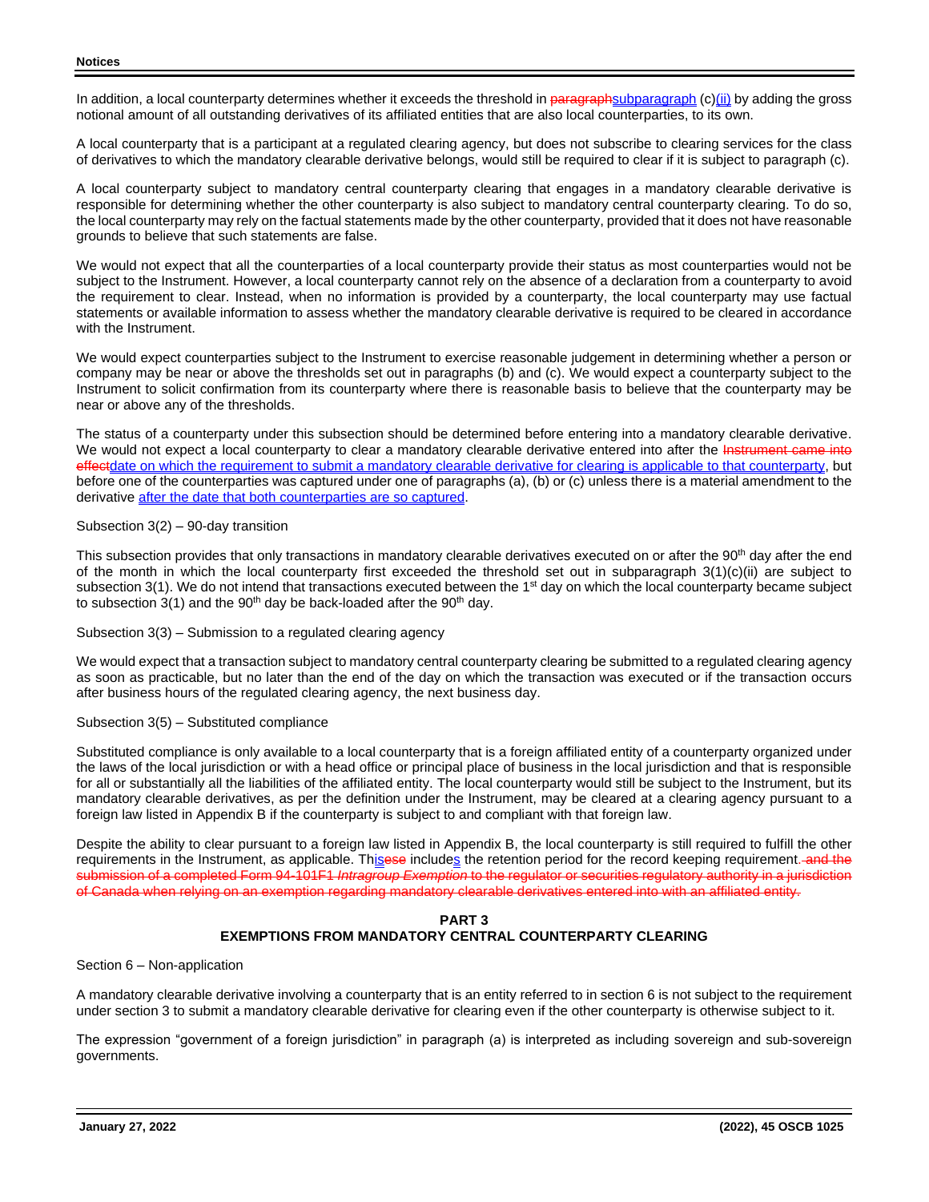In addition, a local counterparty determines whether it exceeds the threshold in ~~paragraph~~<u>subparagraph</u> (c)<u>(ii)</u> by adding the gross notional amount of all outstanding derivatives of its affiliated entities that are also local counterparties, to its own.

A local counterparty that is a participant at a regulated clearing agency, but does not subscribe to clearing services for the class of derivatives to which the mandatory clearable derivative belongs, would still be required to clear if it is subject to paragraph (c).

A local counterparty subject to mandatory central counterparty clearing that engages in a mandatory clearable derivative is responsible for determining whether the other counterparty is also subject to mandatory central counterparty clearing. To do so, the local counterparty may rely on the factual statements made by the other counterparty, provided that it does not have reasonable grounds to believe that such statements are false.

We would not expect that all the counterparties of a local counterparty provide their status as most counterparties would not be subject to the Instrument. However, a local counterparty cannot rely on the absence of a declaration from a counterparty to avoid the requirement to clear. Instead, when no information is provided by a counterparty, the local counterparty may use factual statements or available information to assess whether the mandatory clearable derivative is required to be cleared in accordance with the Instrument.

We would expect counterparties subject to the Instrument to exercise reasonable judgement in determining whether a person or company may be near or above the thresholds set out in paragraphs (b) and (c). We would expect a counterparty subject to the Instrument to solicit confirmation from its counterparty where there is reasonable basis to believe that the counterparty may be near or above any of the thresholds.

The status of a counterparty under this subsection should be determined before entering into a mandatory clearable derivative. We would not expect a local counterparty to clear a mandatory clearable derivative entered into after the ~~Instrument came into effect~~<u>date on which the requirement to submit a mandatory clearable derivative for clearing is applicable to that counterparty</u>, but before one of the counterparties was captured under one of paragraphs (a), (b) or (c) unless there is a material amendment to the derivative <u>after the date that both counterparties are so captured</u>.

Subsection 3(2) – 90-day transition

This subsection provides that only transactions in mandatory clearable derivatives executed on or after the 90th day after the end of the month in which the local counterparty first exceeded the threshold set out in subparagraph 3(1)(c)(ii) are subject to subsection 3(1). We do not intend that transactions executed between the 1st day on which the local counterparty became subject to subsection 3(1) and the 90th day be back-loaded after the 90th day.

Subsection 3(3) – Submission to a regulated clearing agency

We would expect that a transaction subject to mandatory central counterparty clearing be submitted to a regulated clearing agency as soon as practicable, but no later than the end of the day on which the transaction was executed or if the transaction occurs after business hours of the regulated clearing agency, the next business day.

Subsection 3(5) – Substituted compliance

Substituted compliance is only available to a local counterparty that is a foreign affiliated entity of a counterparty organized under the laws of the local jurisdiction or with a head office or principal place of business in the local jurisdiction and that is responsible for all or substantially all the liabilities of the affiliated entity. The local counterparty would still be subject to the Instrument, but its mandatory clearable derivatives, as per the definition under the Instrument, may be cleared at a clearing agency pursuant to a foreign law listed in Appendix B if the counterparty is subject to and compliant with that foreign law.

Despite the ability to clear pursuant to a foreign law listed in Appendix B, the local counterparty is still required to fulfill the other requirements in the Instrument, as applicable. Th<u>is</u>~~ese~~ include<u>s</u> the retention period for the record keeping requirement.~~ and the submission of a completed Form 94-101F1 *Intragroup Exemption* to the regulator or securities regulatory authority in a jurisdiction of Canada when relying on an exemption regarding mandatory clearable derivatives entered into with an affiliated entity.~~

## PART 3
## EXEMPTIONS FROM MANDATORY CENTRAL COUNTERPARTY CLEARING

Section 6 – Non-application

A mandatory clearable derivative involving a counterparty that is an entity referred to in section 6 is not subject to the requirement under section 3 to submit a mandatory clearable derivative for clearing even if the other counterparty is otherwise subject to it.

The expression "government of a foreign jurisdiction" in paragraph (a) is interpreted as including sovereign and sub-sovereign governments.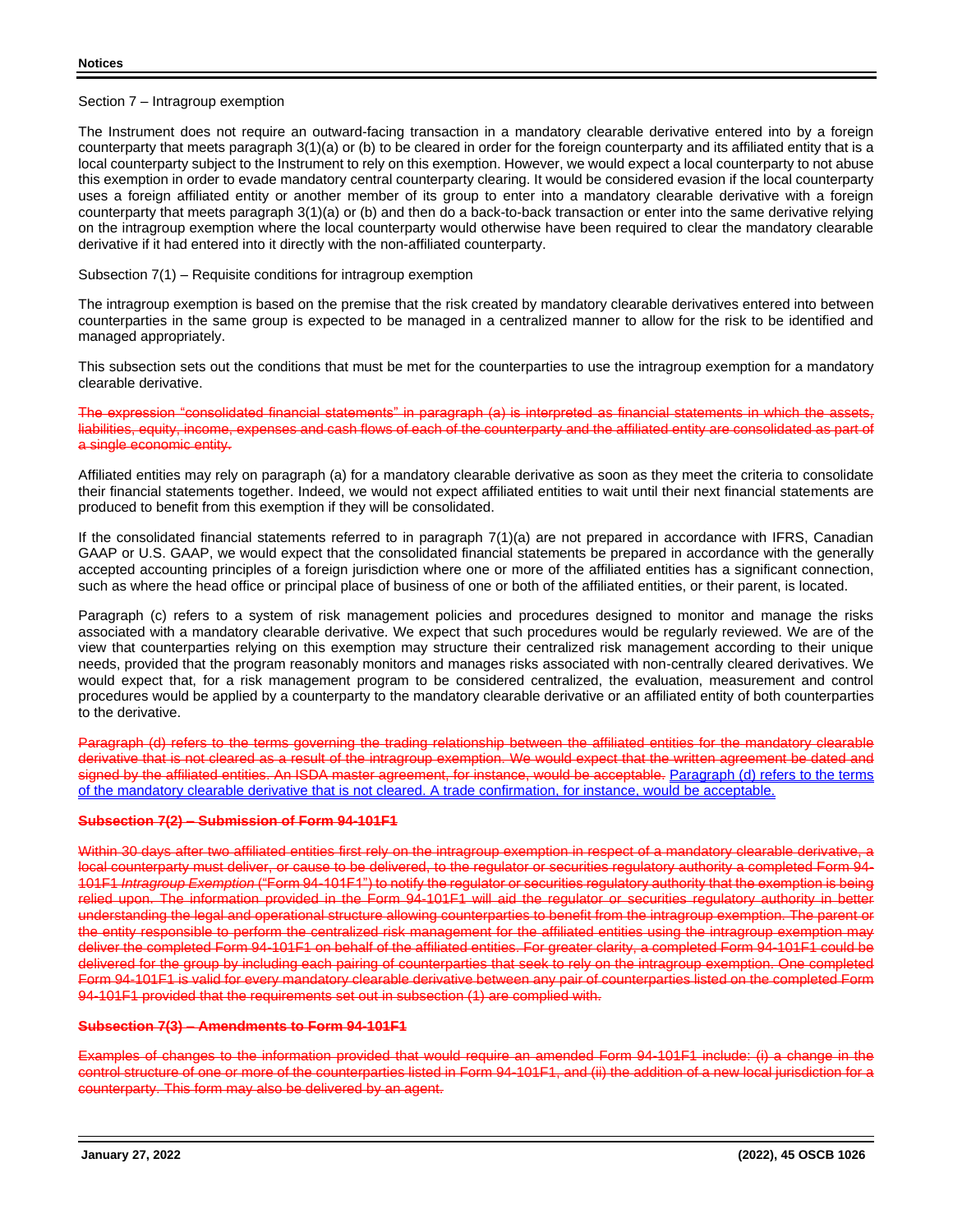Section 7 – Intragroup exemption

The Instrument does not require an outward-facing transaction in a mandatory clearable derivative entered into by a foreign counterparty that meets paragraph 3(1)(a) or (b) to be cleared in order for the foreign counterparty and its affiliated entity that is a local counterparty subject to the Instrument to rely on this exemption. However, we would expect a local counterparty to not abuse this exemption in order to evade mandatory central counterparty clearing. It would be considered evasion if the local counterparty uses a foreign affiliated entity or another member of its group to enter into a mandatory clearable derivative with a foreign counterparty that meets paragraph 3(1)(a) or (b) and then do a back-to-back transaction or enter into the same derivative relying on the intragroup exemption where the local counterparty would otherwise have been required to clear the mandatory clearable derivative if it had entered into it directly with the non-affiliated counterparty.

Subsection 7(1) – Requisite conditions for intragroup exemption

The intragroup exemption is based on the premise that the risk created by mandatory clearable derivatives entered into between counterparties in the same group is expected to be managed in a centralized manner to allow for the risk to be identified and managed appropriately.

This subsection sets out the conditions that must be met for the counterparties to use the intragroup exemption for a mandatory clearable derivative.

~~The expression "consolidated financial statements" in paragraph (a) is interpreted as financial statements in which the assets, liabilities, equity, income, expenses and cash flows of each of the counterparty and the affiliated entity are consolidated as part of a single economic entity.~~

Affiliated entities may rely on paragraph (a) for a mandatory clearable derivative as soon as they meet the criteria to consolidate their financial statements together. Indeed, we would not expect affiliated entities to wait until their next financial statements are produced to benefit from this exemption if they will be consolidated.

If the consolidated financial statements referred to in paragraph 7(1)(a) are not prepared in accordance with IFRS, Canadian GAAP or U.S. GAAP, we would expect that the consolidated financial statements be prepared in accordance with the generally accepted accounting principles of a foreign jurisdiction where one or more of the affiliated entities has a significant connection, such as where the head office or principal place of business of one or both of the affiliated entities, or their parent, is located.

Paragraph (c) refers to a system of risk management policies and procedures designed to monitor and manage the risks associated with a mandatory clearable derivative. We expect that such procedures would be regularly reviewed. We are of the view that counterparties relying on this exemption may structure their centralized risk management according to their unique needs, provided that the program reasonably monitors and manages risks associated with non-centrally cleared derivatives. We would expect that, for a risk management program to be considered centralized, the evaluation, measurement and control procedures would be applied by a counterparty to the mandatory clearable derivative or an affiliated entity of both counterparties to the derivative.

~~Paragraph (d) refers to the terms governing the trading relationship between the affiliated entities for the mandatory clearable derivative that is not cleared as a result of the intragroup exemption. We would expect that the written agreement be dated and signed by the affiliated entities. An ISDA master agreement, for instance, would be acceptable.~~ <u>Paragraph (d) refers to the terms of the mandatory clearable derivative that is not cleared. A trade confirmation, for instance, would be acceptable.</u>

~~**Subsection 7(2) – Submission of Form 94-101F1**~~

~~Within 30 days after two affiliated entities first rely on the intragroup exemption in respect of a mandatory clearable derivative, a local counterparty must deliver, or cause to be delivered, to the regulator or securities regulatory authority a completed Form 94-101F1 *Intragroup Exemption* ("Form 94-101F1") to notify the regulator or securities regulatory authority that the exemption is being relied upon. The information provided in the Form 94-101F1 will aid the regulator or securities regulatory authority in better understanding the legal and operational structure allowing counterparties to benefit from the intragroup exemption. The parent or the entity responsible to perform the centralized risk management for the affiliated entities using the intragroup exemption may deliver the completed Form 94-101F1 on behalf of the affiliated entities. For greater clarity, a completed Form 94-101F1 could be delivered for the group by including each pairing of counterparties that seek to rely on the intragroup exemption. One completed Form 94-101F1 is valid for every mandatory clearable derivative between any pair of counterparties listed on the completed Form 94-101F1 provided that the requirements set out in subsection (1) are complied with.~~

~~**Subsection 7(3) – Amendments to Form 94-101F1**~~

~~Examples of changes to the information provided that would require an amended Form 94-101F1 include: (i) a change in the control structure of one or more of the counterparties listed in Form 94-101F1, and (ii) the addition of a new local jurisdiction for a counterparty. This form may also be delivered by an agent.~~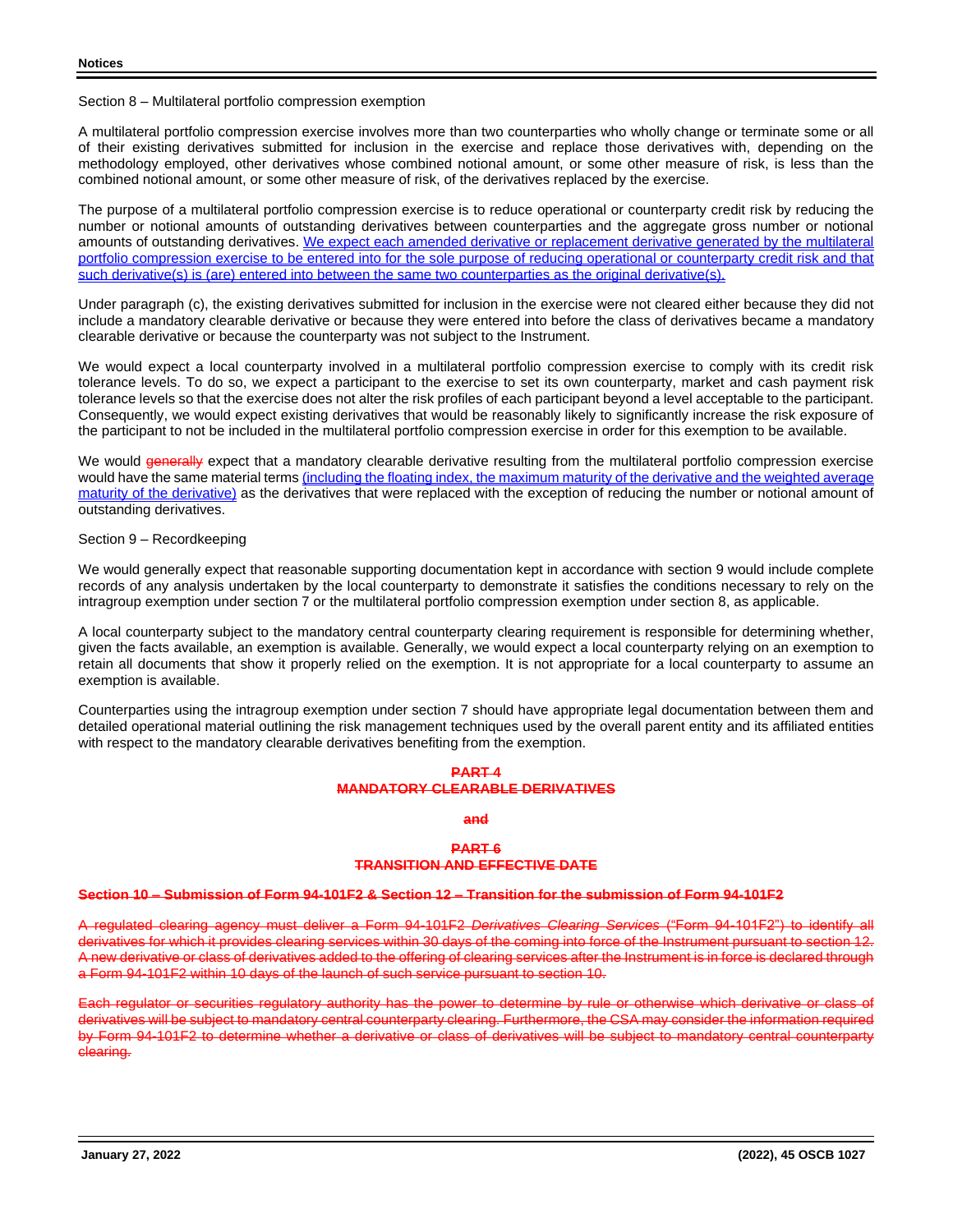Section 8 – Multilateral portfolio compression exemption

A multilateral portfolio compression exercise involves more than two counterparties who wholly change or terminate some or all of their existing derivatives submitted for inclusion in the exercise and replace those derivatives with, depending on the methodology employed, other derivatives whose combined notional amount, or some other measure of risk, is less than the combined notional amount, or some other measure of risk, of the derivatives replaced by the exercise.

The purpose of a multilateral portfolio compression exercise is to reduce operational or counterparty credit risk by reducing the number or notional amounts of outstanding derivatives between counterparties and the aggregate gross number or notional amounts of outstanding derivatives. We expect each amended derivative or replacement derivative generated by the multilateral portfolio compression exercise to be entered into for the sole purpose of reducing operational or counterparty credit risk and that such derivative(s) is (are) entered into between the same two counterparties as the original derivative(s).

Under paragraph (c), the existing derivatives submitted for inclusion in the exercise were not cleared either because they did not include a mandatory clearable derivative or because they were entered into before the class of derivatives became a mandatory clearable derivative or because the counterparty was not subject to the Instrument.

We would expect a local counterparty involved in a multilateral portfolio compression exercise to comply with its credit risk tolerance levels. To do so, we expect a participant to the exercise to set its own counterparty, market and cash payment risk tolerance levels so that the exercise does not alter the risk profiles of each participant beyond a level acceptable to the participant. Consequently, we would expect existing derivatives that would be reasonably likely to significantly increase the risk exposure of the participant to not be included in the multilateral portfolio compression exercise in order for this exemption to be available.

We would ~~generally~~ expect that a mandatory clearable derivative resulting from the multilateral portfolio compression exercise would have the same material terms (including the floating index, the maximum maturity of the derivative and the weighted average maturity of the derivative) as the derivatives that were replaced with the exception of reducing the number or notional amount of outstanding derivatives.

Section 9 – Recordkeeping

We would generally expect that reasonable supporting documentation kept in accordance with section 9 would include complete records of any analysis undertaken by the local counterparty to demonstrate it satisfies the conditions necessary to rely on the intragroup exemption under section 7 or the multilateral portfolio compression exemption under section 8, as applicable.

A local counterparty subject to the mandatory central counterparty clearing requirement is responsible for determining whether, given the facts available, an exemption is available. Generally, we would expect a local counterparty relying on an exemption to retain all documents that show it properly relied on the exemption. It is not appropriate for a local counterparty to assume an exemption is available.

Counterparties using the intragroup exemption under section 7 should have appropriate legal documentation between them and detailed operational material outlining the risk management techniques used by the overall parent entity and its affiliated entities with respect to the mandatory clearable derivatives benefiting from the exemption.

**~~PART 4~~**
**~~MANDATORY CLEARABLE DERIVATIVES~~**

**~~and~~**

**~~PART 6~~**
**~~TRANSITION AND EFFECTIVE DATE~~**

**~~Section 10 – Submission of Form 94-101F2 & Section 12 – Transition for the submission of Form 94-101F2~~**

~~A regulated clearing agency must deliver a Form 94-101F2 *Derivatives Clearing Services* ("Form 94-101F2") to identify all derivatives for which it provides clearing services within 30 days of the coming into force of the Instrument pursuant to section 12. A new derivative or class of derivatives added to the offering of clearing services after the Instrument is in force is declared through a Form 94-101F2 within 10 days of the launch of such service pursuant to section 10.~~

~~Each regulator or securities regulatory authority has the power to determine by rule or otherwise which derivative or class of derivatives will be subject to mandatory central counterparty clearing. Furthermore, the CSA may consider the information required by Form 94-101F2 to determine whether a derivative or class of derivatives will be subject to mandatory central counterparty clearing.~~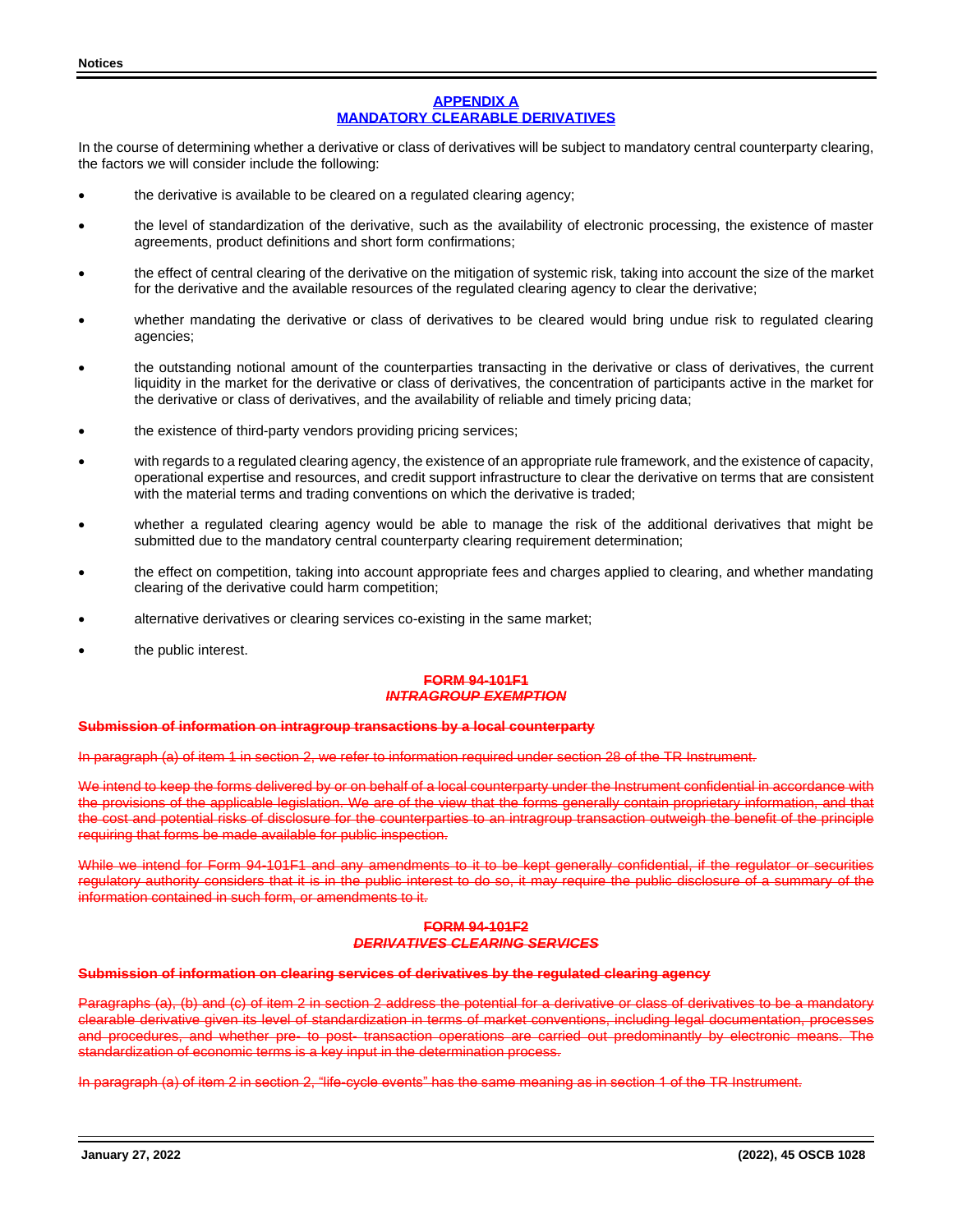## APPENDIX A
## MANDATORY CLEARABLE DERIVATIVES

In the course of determining whether a derivative or class of derivatives will be subject to mandatory central counterparty clearing, the factors we will consider include the following:

- the derivative is available to be cleared on a regulated clearing agency;
- the level of standardization of the derivative, such as the availability of electronic processing, the existence of master agreements, product definitions and short form confirmations;
- the effect of central clearing of the derivative on the mitigation of systemic risk, taking into account the size of the market for the derivative and the available resources of the regulated clearing agency to clear the derivative;
- whether mandating the derivative or class of derivatives to be cleared would bring undue risk to regulated clearing agencies;
- the outstanding notional amount of the counterparties transacting in the derivative or class of derivatives, the current liquidity in the market for the derivative or class of derivatives, the concentration of participants active in the market for the derivative or class of derivatives, and the availability of reliable and timely pricing data;
- the existence of third-party vendors providing pricing services;
- with regards to a regulated clearing agency, the existence of an appropriate rule framework, and the existence of capacity, operational expertise and resources, and credit support infrastructure to clear the derivative on terms that are consistent with the material terms and trading conventions on which the derivative is traded;
- whether a regulated clearing agency would be able to manage the risk of the additional derivatives that might be submitted due to the mandatory central counterparty clearing requirement determination;
- the effect on competition, taking into account appropriate fees and charges applied to clearing, and whether mandating clearing of the derivative could harm competition;
- alternative derivatives or clearing services co-existing in the same market;
- the public interest.

## ~~FORM 94-101F1~~
## ~~*INTRAGROUP EXEMPTION*~~

**~~Submission of information on intragroup transactions by a local counterparty~~**

~~In paragraph (a) of item 1 in section 2, we refer to information required under section 28 of the TR Instrument.~~

~~We intend to keep the forms delivered by or on behalf of a local counterparty under the Instrument confidential in accordance with the provisions of the applicable legislation. We are of the view that the forms generally contain proprietary information, and that the cost and potential risks of disclosure for the counterparties to an intragroup transaction outweigh the benefit of the principle requiring that forms be made available for public inspection.~~

~~While we intend for Form 94-101F1 and any amendments to it to be kept generally confidential, if the regulator or securities regulatory authority considers that it is in the public interest to do so, it may require the public disclosure of a summary of the information contained in such form, or amendments to it.~~

## ~~FORM 94-101F2~~
## ~~*DERIVATIVES CLEARING SERVICES*~~

**~~Submission of information on clearing services of derivatives by the regulated clearing agency~~**

~~Paragraphs (a), (b) and (c) of item 2 in section 2 address the potential for a derivative or class of derivatives to be a mandatory clearable derivative given its level of standardization in terms of market conventions, including legal documentation, processes and procedures, and whether pre- to post- transaction operations are carried out predominantly by electronic means. The standardization of economic terms is a key input in the determination process.~~

~~In paragraph (a) of item 2 in section 2, "life-cycle events" has the same meaning as in section 1 of the TR Instrument.~~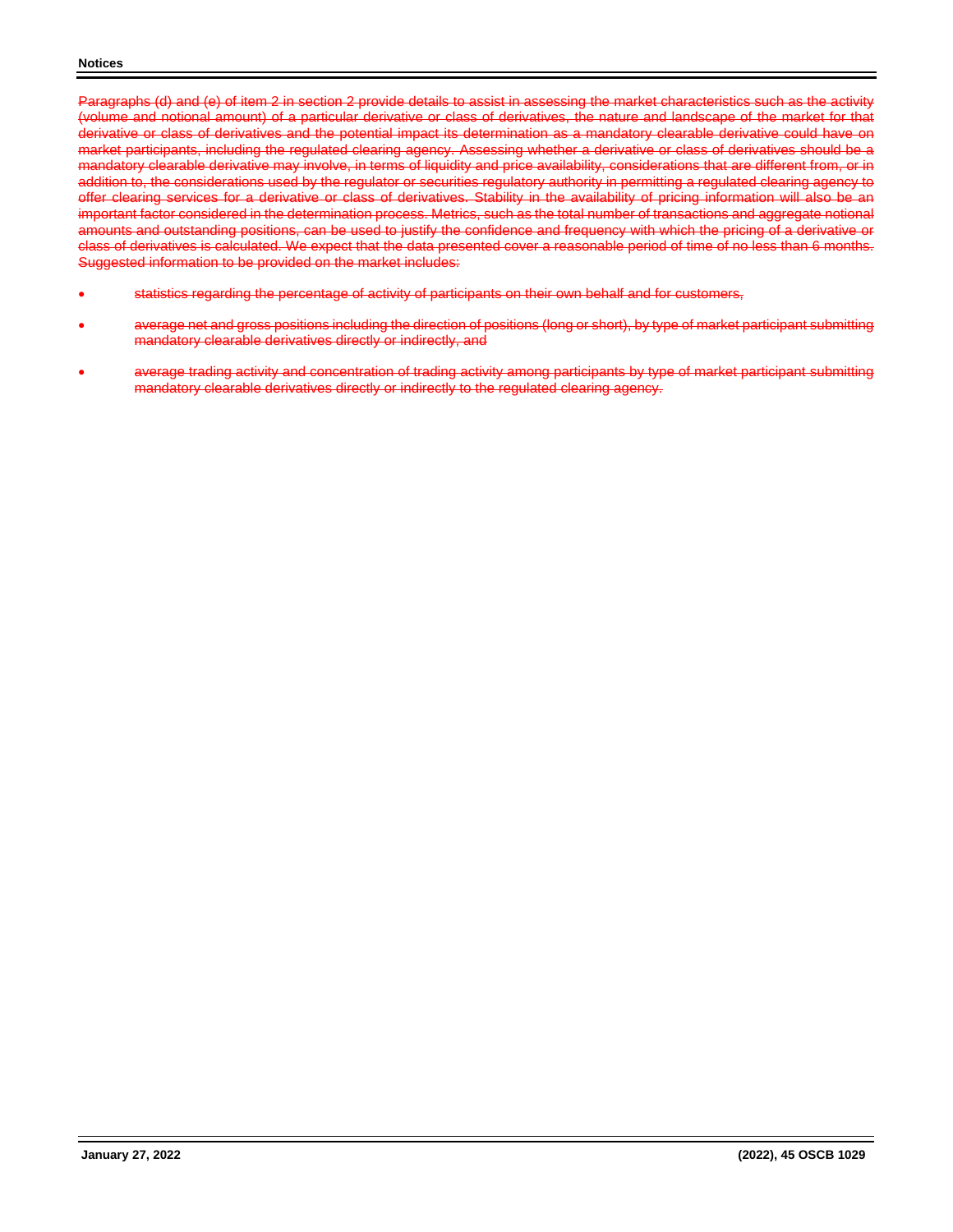~~Paragraphs (d) and (e) of item 2 in section 2 provide details to assist in assessing the market characteristics such as the activity (volume and notional amount) of a particular derivative or class of derivatives, the nature and landscape of the market for that derivative or class of derivatives and the potential impact its determination as a mandatory clearable derivative could have on market participants, including the regulated clearing agency. Assessing whether a derivative or class of derivatives should be a mandatory clearable derivative may involve, in terms of liquidity and price availability, considerations that are different from, or in addition to, the considerations used by the regulator or securities regulatory authority in permitting a regulated clearing agency to offer clearing services for a derivative or class of derivatives. Stability in the availability of pricing information will also be an important factor considered in the determination process. Metrics, such as the total number of transactions and aggregate notional amounts and outstanding positions, can be used to justify the confidence and frequency with which the pricing of a derivative or class of derivatives is calculated. We expect that the data presented cover a reasonable period of time of no less than 6 months. Suggested information to be provided on the market includes:~~

- ~~statistics regarding the percentage of activity of participants on their own behalf and for customers,~~
- ~~average net and gross positions including the direction of positions (long or short), by type of market participant submitting mandatory clearable derivatives directly or indirectly, and~~
- ~~average trading activity and concentration of trading activity among participants by type of market participant submitting mandatory clearable derivatives directly or indirectly to the regulated clearing agency.~~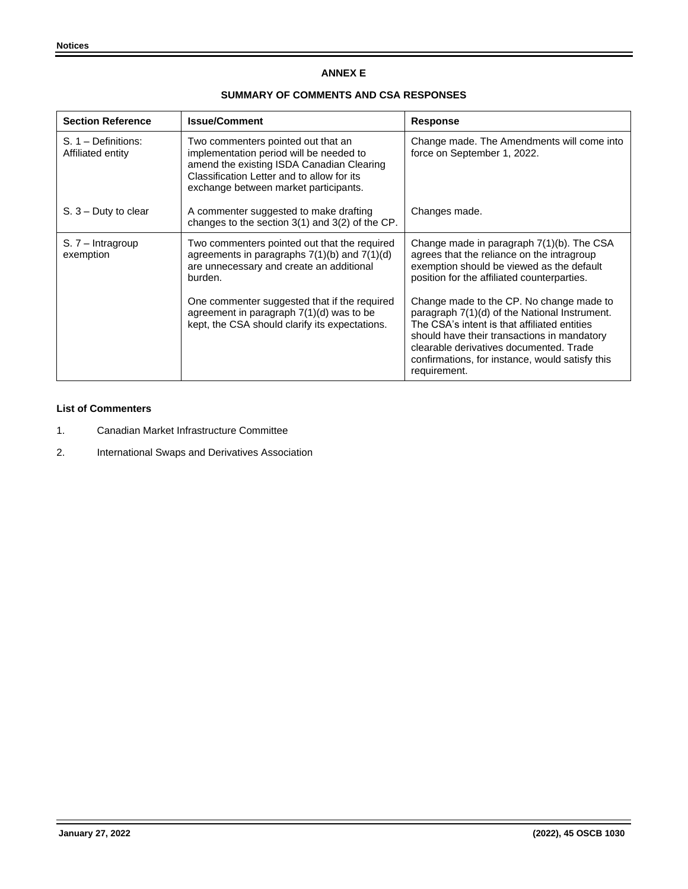## ANNEX E

### SUMMARY OF COMMENTS AND CSA RESPONSES

| Section Reference | Issue/Comment | Response |
|---|---|---|
| S. 1 – Definitions: Affiliated entity | Two commenters pointed out that an implementation period will be needed to amend the existing ISDA Canadian Clearing Classification Letter and to allow for its exchange between market participants. | Change made. The Amendments will come into force on September 1, 2022. |
| S. 3 – Duty to clear | A commenter suggested to make drafting changes to the section 3(1) and 3(2) of the CP. | Changes made. |
| S. 7 – Intragroup exemption | Two commenters pointed out that the required agreements in paragraphs 7(1)(b) and 7(1)(d) are unnecessary and create an additional burden. | Change made in paragraph 7(1)(b). The CSA agrees that the reliance on the intragroup exemption should be viewed as the default position for the affiliated counterparties. |
| | One commenter suggested that if the required agreement in paragraph 7(1)(d) was to be kept, the CSA should clarify its expectations. | Change made to the CP. No change made to paragraph 7(1)(d) of the National Instrument. The CSA's intent is that affiliated entities should have their transactions in mandatory clearable derivatives documented. Trade confirmations, for instance, would satisfy this requirement. |

**List of Commenters**

1. Canadian Market Infrastructure Committee
2. International Swaps and Derivatives Association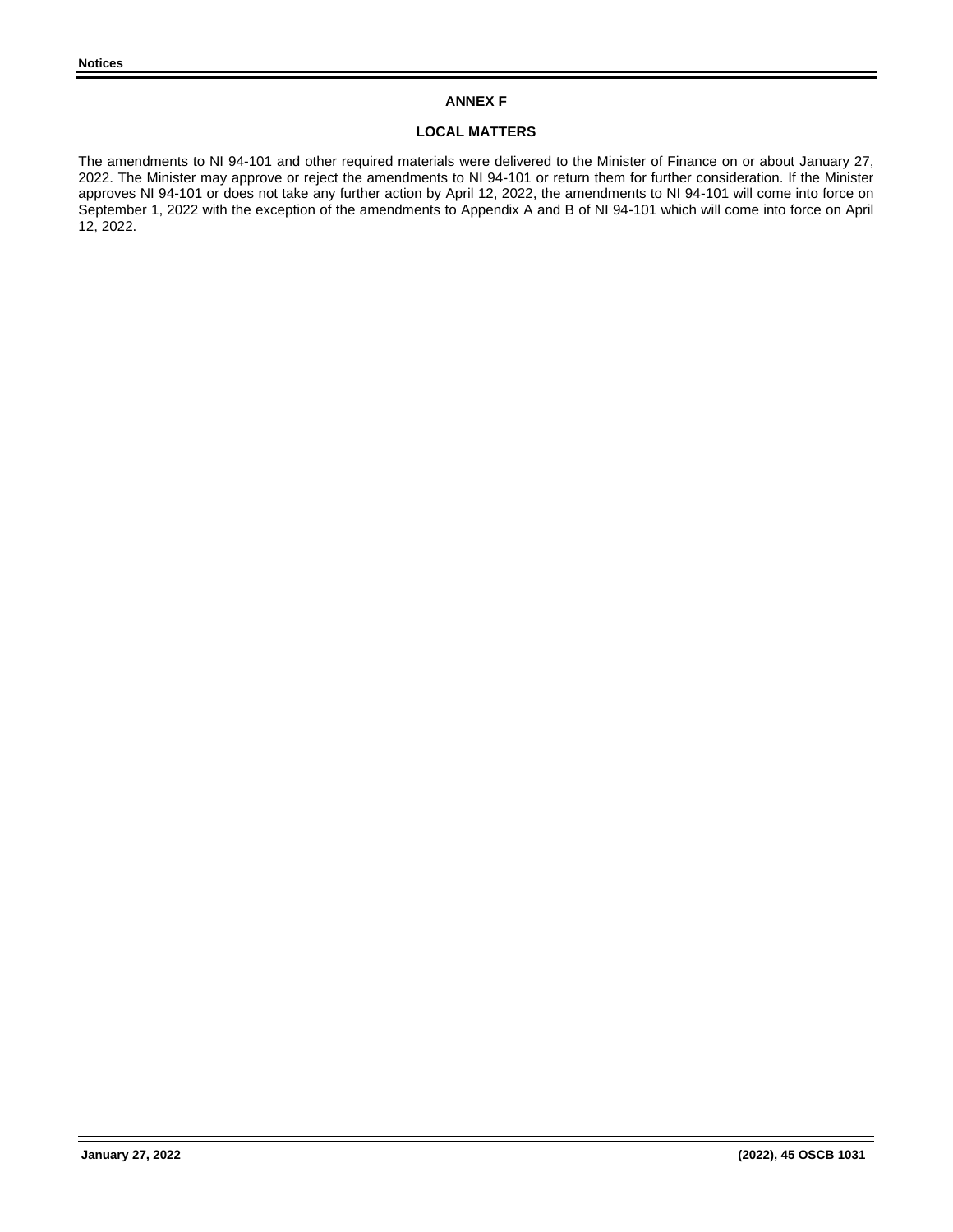# ANNEX F

## LOCAL MATTERS

The amendments to NI 94-101 and other required materials were delivered to the Minister of Finance on or about January 27, 2022. The Minister may approve or reject the amendments to NI 94-101 or return them for further consideration. If the Minister approves NI 94-101 or does not take any further action by April 12, 2022, the amendments to NI 94-101 will come into force on September 1, 2022 with the exception of the amendments to Appendix A and B of NI 94-101 which will come into force on April 12, 2022.